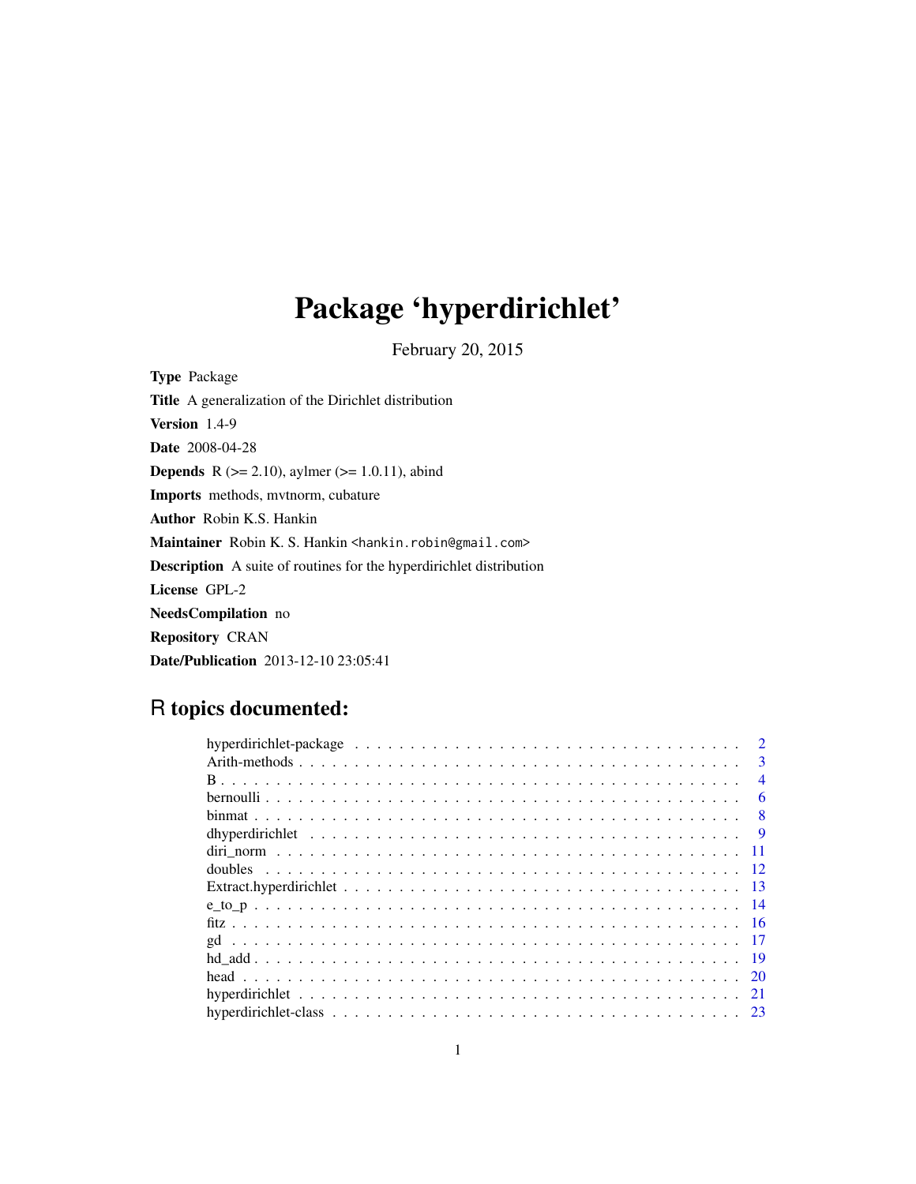# Package 'hyperdirichlet'

February 20, 2015

**Type** Package

**Title** A generalization of the Dirichlet distribution

**Version** 1.4-9

**Date** 2008-04-28

**Depends** R (>= 2.10), aylmer (>= 1.0.11), abind

**Imports** methods, mvtnorm, cubature

**Author** Robin K.S. Hankin

**Maintainer** Robin K. S. Hankin <hankin.robin@gmail.com>

**Description** A suite of routines for the hyperdirichlet distribution

**License** GPL-2

**NeedsCompilation** no

**Repository** CRAN

**Date/Publication** 2013-12-10 23:05:41

## R topics documented:

| | |
|---|---|
| hyperdirichlet-package | 2 |
| Arith-methods | 3 |
| B | 4 |
| bernoulli | 6 |
| binmat | 8 |
| dhyperdirichlet | 9 |
| diri_norm | 11 |
| doubles | 12 |
| Extract.hyperdirichlet | 13 |
| e_to_p | 14 |
| fitz | 16 |
| gd | 17 |
| hd_add | 19 |
| head | 20 |
| hyperdirichlet | 21 |
| hyperdirichlet-class | 23 |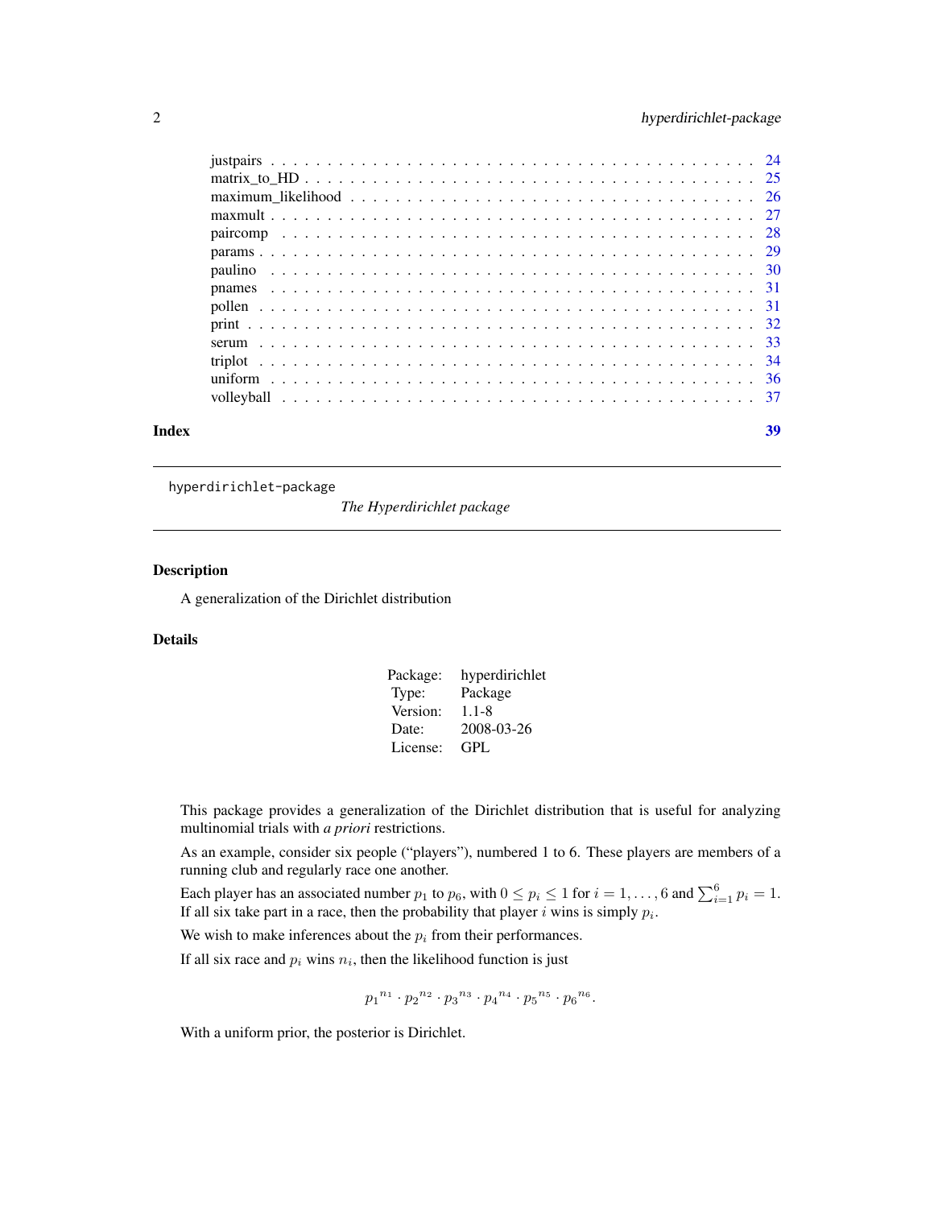| | |
|---|---|
| justpairs | 24 |
| matrix_to_HD | 25 |
| maximum_likelihood | 26 |
| maxmult | 27 |
| paircomp | 28 |
| params | 29 |
| paulino | 30 |
| pnames | 31 |
| pollen | 31 |
| print | 32 |
| serum | 33 |
| triplot | 34 |
| uniform | 36 |
| volleyball | 37 |

**Index** 39

---

hyperdirichlet-package *The Hyperdirichlet package*

---

## Description

A generalization of the Dirichlet distribution

## Details

| | |
|---|---|
| Package: | hyperdirichlet |
| Type: | Package |
| Version: | 1.1-8 |
| Date: | 2008-03-26 |
| License: | GPL |

This package provides a generalization of the Dirichlet distribution that is useful for analyzing multinomial trials with *a priori* restrictions.

As an example, consider six people ("players"), numbered 1 to 6. These players are members of a running club and regularly race one another.

Each player has an associated number $p_1$ to $p_6$, with $0 \leq p_i \leq 1$ for $i = 1, \ldots, 6$ and $\sum_{i=1}^{6} p_i = 1$. If all six take part in a race, then the probability that player $i$ wins is simply $p_i$.

We wish to make inferences about the $p_i$ from their performances.

If all six race and $p_i$ wins $n_i$, then the likelihood function is just

$$p_1{}^{n_1} \cdot p_2{}^{n_2} \cdot p_3{}^{n_3} \cdot p_4{}^{n_4} \cdot p_5{}^{n_5} \cdot p_6{}^{n_6}.$$

With a uniform prior, the posterior is Dirichlet.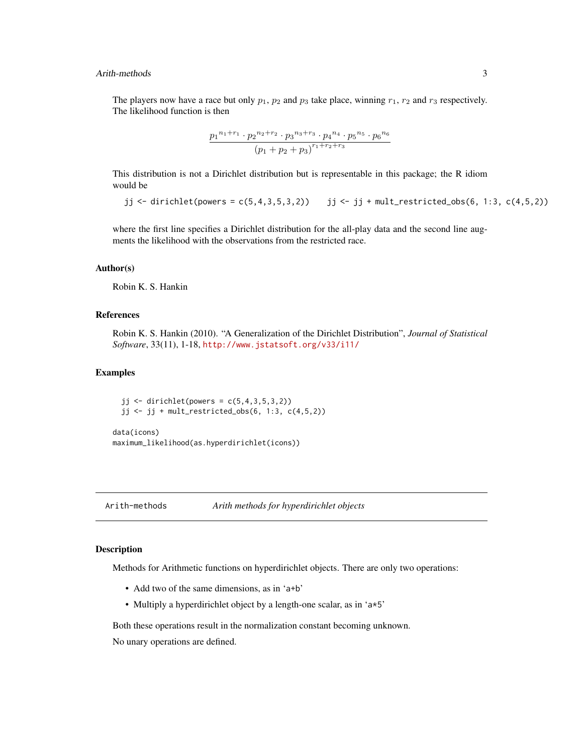The players now have a race but only $p_1$, $p_2$ and $p_3$ take place, winning $r_1$, $r_2$ and $r_3$ respectively. The likelihood function is then

$$\frac{{p_1}^{n_1+r_1} \cdot {p_2}^{n_2+r_2} \cdot {p_3}^{n_3+r_3} \cdot {p_4}^{n_4} \cdot {p_5}^{n_5} \cdot {p_6}^{n_6}}{(p_1+p_2+p_3)^{r_1+r_2+r_3}}$$

This distribution is not a Dirichlet distribution but is representable in this package; the R idiom would be

```
jj <- dirichlet(powers = c(5,4,3,5,3,2))    jj <- jj + mult_restricted_obs(6, 1:3, c(4,5,2))
```

where the first line specifies a Dirichlet distribution for the all-play data and the second line augments the likelihood with the observations from the restricted race.

### Author(s)

Robin K. S. Hankin

### References

Robin K. S. Hankin (2010). "A Generalization of the Dirichlet Distribution", *Journal of Statistical Software*, 33(11), 1-18, http://www.jstatsoft.org/v33/i11/

### Examples

```
  jj <- dirichlet(powers = c(5,4,3,5,3,2))
  jj <- jj + mult_restricted_obs(6, 1:3, c(4,5,2))

data(icons)
maximum_likelihood(as.hyperdirichlet(icons))
```

---

## Arith-methods — *Arith methods for hyperdirichlet objects*

---

### Description

Methods for Arithmetic functions on hyperdirichlet objects. There are only two operations:

- Add two of the same dimensions, as in 'a+b'
- Multiply a hyperdirichlet object by a length-one scalar, as in 'a*5'

Both these operations result in the normalization constant becoming unknown.

No unary operations are defined.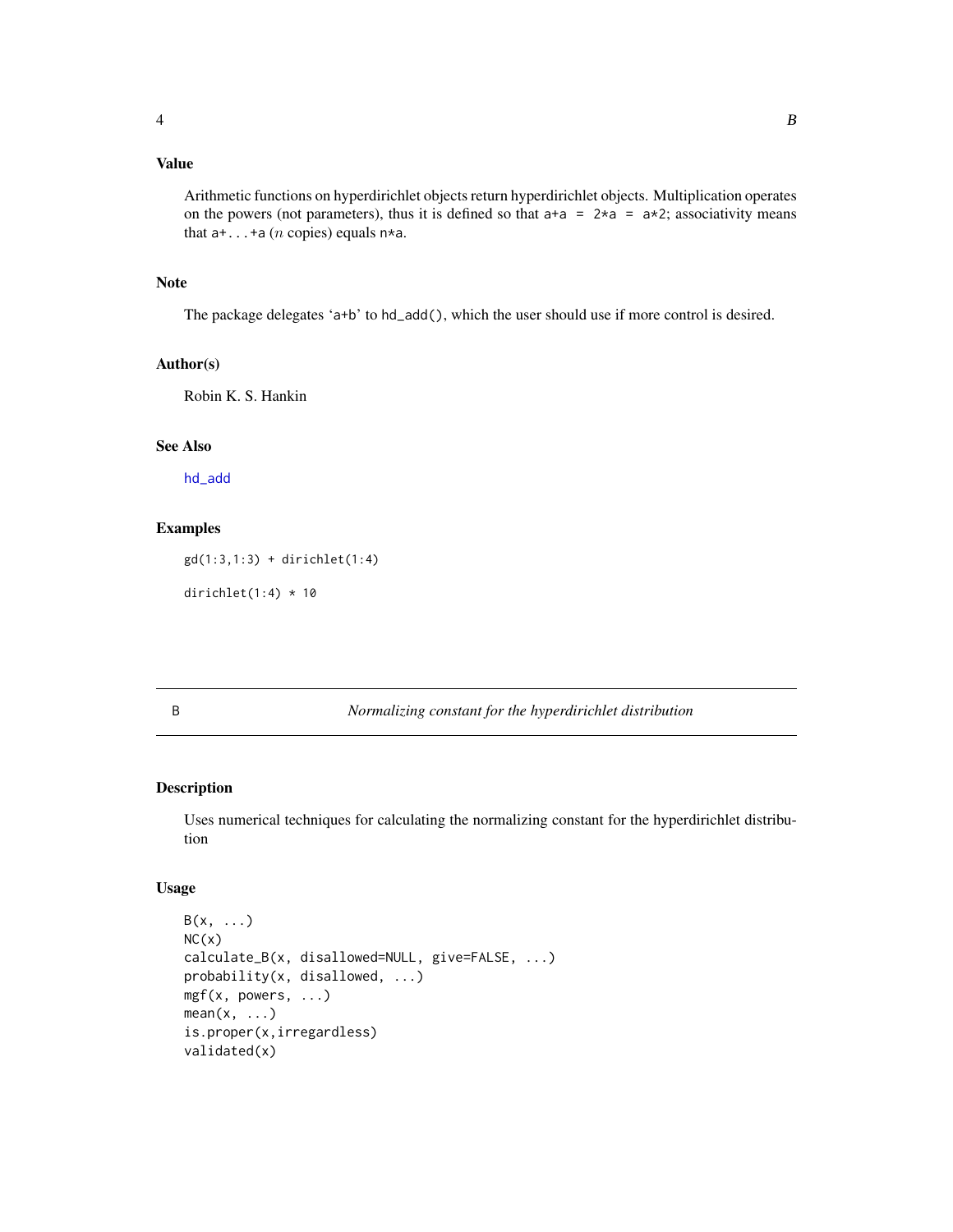## Value

Arithmetic functions on hyperdirichlet objects return hyperdirichlet objects. Multiplication operates on the powers (not parameters), thus it is defined so that `a+a = 2*a = a*2`; associativity means that `a+...+a` ($n$ copies) equals `n*a`.

## Note

The package delegates 'a+b' to `hd_add()`, which the user should use if more control is desired.

## Author(s)

Robin K. S. Hankin

## See Also

hd_add

## Examples

```
gd(1:3,1:3) + dirichlet(1:4)

dirichlet(1:4) * 10
```

---

# B — *Normalizing constant for the hyperdirichlet distribution*

## Description

Uses numerical techniques for calculating the normalizing constant for the hyperdirichlet distribution

## Usage

```
B(x, ...)
NC(x)
calculate_B(x, disallowed=NULL, give=FALSE, ...)
probability(x, disallowed, ...)
mgf(x, powers, ...)
mean(x, ...)
is.proper(x,irregardless)
validated(x)
```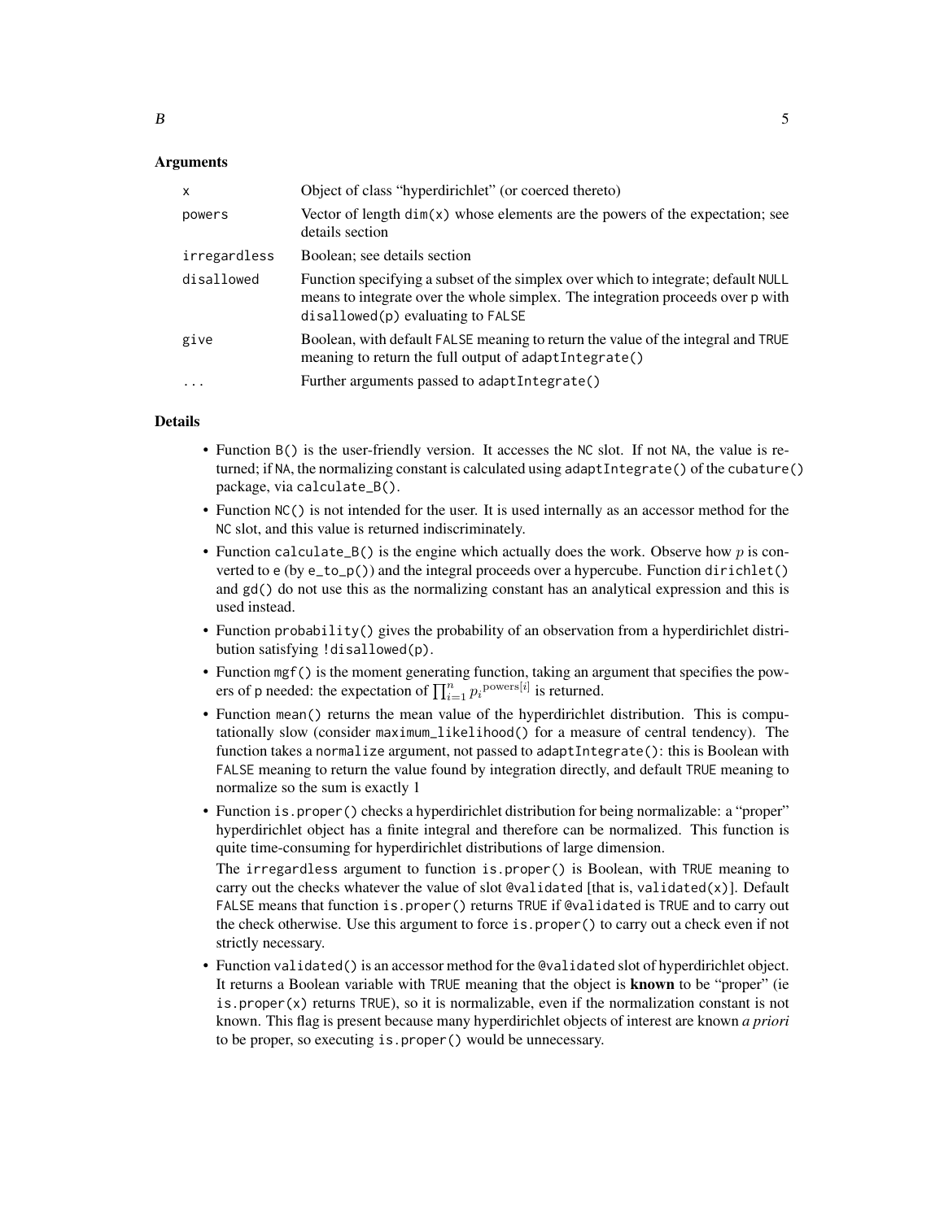### Arguments

| | |
|---|---|
| `x` | Object of class "hyperdirichlet" (or coerced thereto) |
| `powers` | Vector of length `dim(x)` whose elements are the powers of the expectation; see details section |
| `irregardless` | Boolean; see details section |
| `disallowed` | Function specifying a subset of the simplex over which to integrate; default `NULL` means to integrate over the whole simplex. The integration proceeds over `p` with `disallowed(p)` evaluating to `FALSE` |
| `give` | Boolean, with default `FALSE` meaning to return the value of the integral and `TRUE` meaning to return the full output of `adaptIntegrate()` |
| `...` | Further arguments passed to `adaptIntegrate()` |

### Details

- Function `B()` is the user-friendly version. It accesses the `NC` slot. If not `NA`, the value is returned; if `NA`, the normalizing constant is calculated using `adaptIntegrate()` of the `cubature()` package, via `calculate_B()`.
- Function `NC()` is not intended for the user. It is used internally as an accessor method for the `NC` slot, and this value is returned indiscriminately.
- Function `calculate_B()` is the engine which actually does the work. Observe how $p$ is converted to `e` (by `e_to_p()`) and the integral proceeds over a hypercube. Function `dirichlet()` and `gd()` do not use this as the normalizing constant has an analytical expression and this is used instead.
- Function `probability()` gives the probability of an observation from a hyperdirichlet distribution satisfying `!disallowed(p)`.
- Function `mgf()` is the moment generating function, taking an argument that specifies the powers of `p` needed: the expectation of $\prod_{i=1}^{n} {p_i}^{\mathrm{powers}[i]}$ is returned.
- Function `mean()` returns the mean value of the hyperdirichlet distribution. This is computationally slow (consider `maximum_likelihood()` for a measure of central tendency). The function takes a `normalize` argument, not passed to `adaptIntegrate()`: this is Boolean with `FALSE` meaning to return the value found by integration directly, and default `TRUE` meaning to normalize so the sum is exactly 1
- Function `is.proper()` checks a hyperdirichlet distribution for being normalizable: a "proper" hyperdirichlet object has a finite integral and therefore can be normalized. This function is quite time-consuming for hyperdirichlet distributions of large dimension.

  The `irregardless` argument to function `is.proper()` is Boolean, with `TRUE` meaning to carry out the checks whatever the value of slot `@validated` [that is, `validated(x)`]. Default `FALSE` means that function `is.proper()` returns `TRUE` if `@validated` is `TRUE` and to carry out the check otherwise. Use this argument to force `is.proper()` to carry out a check even if not strictly necessary.
- Function `validated()` is an accessor method for the `@validated` slot of hyperdirichlet object. It returns a Boolean variable with `TRUE` meaning that the object is **known** to be "proper" (ie `is.proper(x)` returns `TRUE`), so it is normalizable, even if the normalization constant is not known. This flag is present because many hyperdirichlet objects of interest are known *a priori* to be proper, so executing `is.proper()` would be unnecessary.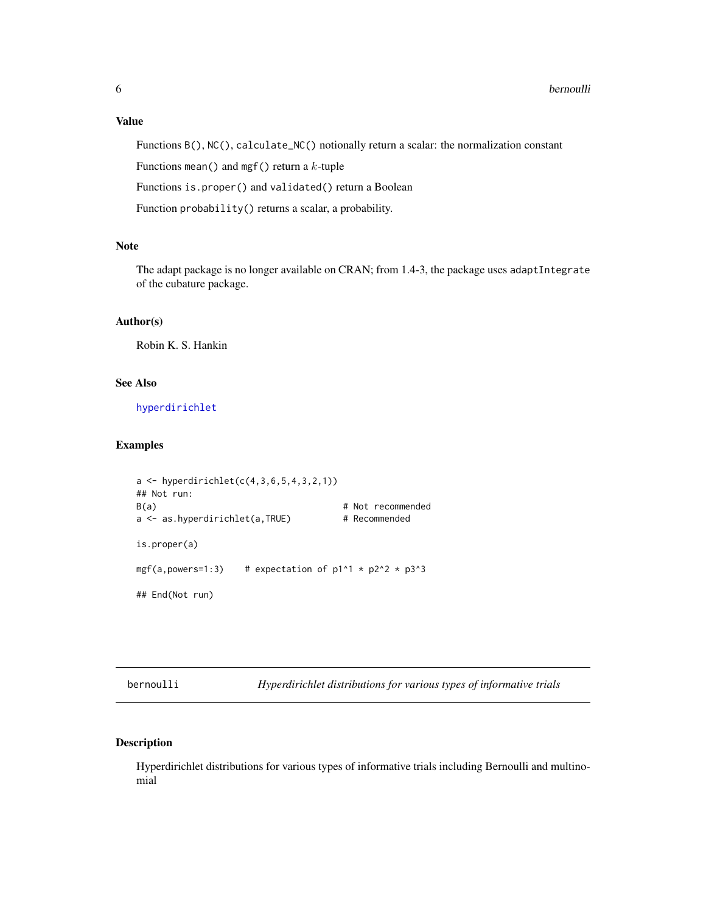### Value

Functions `B()`, `NC()`, `calculate_NC()` notionally return a scalar: the normalization constant

Functions `mean()` and `mgf()` return a $k$-tuple

Functions `is.proper()` and `validated()` return a Boolean

Function `probability()` returns a scalar, a probability.

### Note

The adapt package is no longer available on CRAN; from 1.4-3, the package uses `adaptIntegrate` of the cubature package.

### Author(s)

Robin K. S. Hankin

### See Also

hyperdirichlet

### Examples

```
a <- hyperdirichlet(c(4,3,6,5,4,3,2,1))
## Not run:
B(a)                                    # Not recommended
a <- as.hyperdirichlet(a,TRUE)          # Recommended

is.proper(a)

mgf(a,powers=1:3)    # expectation of p1^1 * p2^2 * p3^3

## End(Not run)
```

---

## bernoulli — *Hyperdirichlet distributions for various types of informative trials*

### Description

Hyperdirichlet distributions for various types of informative trials including Bernoulli and multinomial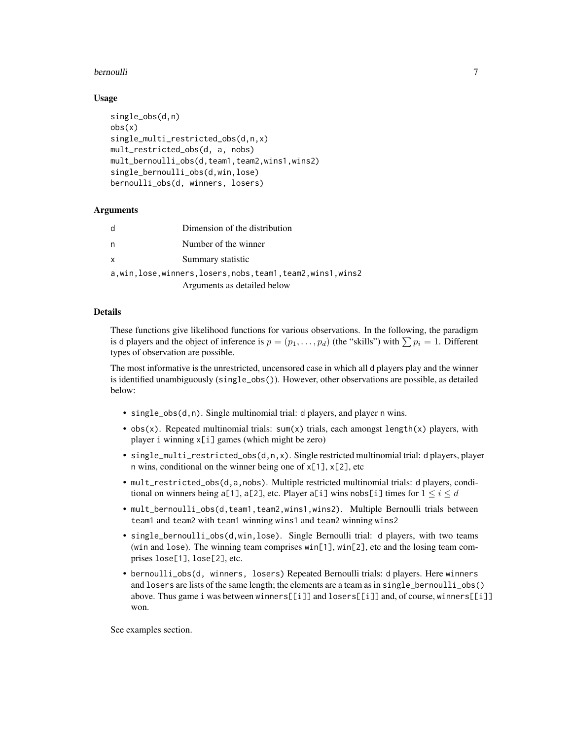### Usage

```
single_obs(d,n)
obs(x)
single_multi_restricted_obs(d,n,x)
mult_restricted_obs(d, a, nobs)
mult_bernoulli_obs(d,team1,team2,wins1,wins2)
single_bernoulli_obs(d,win,lose)
bernoulli_obs(d, winners, losers)
```

### Arguments

| | |
|---|---|
| d | Dimension of the distribution |
| n | Number of the winner |
| x | Summary statistic |
| a,win,lose,winners,losers,nobs,team1,team2,wins1,wins2 | Arguments as detailed below |

### Details

These functions give likelihood functions for various observations. In the following, the paradigm is d players and the object of inference is $p = (p_1, \ldots, p_d)$ (the "skills") with $\sum p_i = 1$. Different types of observation are possible.

The most informative is the unrestricted, uncensored case in which all d players play and the winner is identified unambiguously (single_obs()). However, other observations are possible, as detailed below:

- single_obs(d,n). Single multinomial trial: d players, and player n wins.
- obs(x). Repeated multinomial trials: sum(x) trials, each amongst length(x) players, with player i winning x[i] games (which might be zero)
- single_multi_restricted_obs(d,n,x). Single restricted multinomial trial: d players, player n wins, conditional on the winner being one of x[1], x[2], etc
- mult_restricted_obs(d,a,nobs). Multiple restricted multinomial trials: d players, conditional on winners being a[1], a[2], etc. Player a[i] wins nobs[i] times for $1 \leq i \leq d$
- mult_bernoulli_obs(d,team1,team2,wins1,wins2). Multiple Bernoulli trials between team1 and team2 with team1 winning wins1 and team2 winning wins2
- single_bernoulli_obs(d,win,lose). Single Bernoulli trial: d players, with two teams (win and lose). The winning team comprises win[1], win[2], etc and the losing team comprises lose[1], lose[2], etc.
- bernoulli_obs(d, winners, losers) Repeated Bernoulli trials: d players. Here winners and losers are lists of the same length; the elements are a team as in single_bernoulli_obs() above. Thus game i was between winners[[i]] and losers[[i]] and, of course, winners[[i]] won.

See examples section.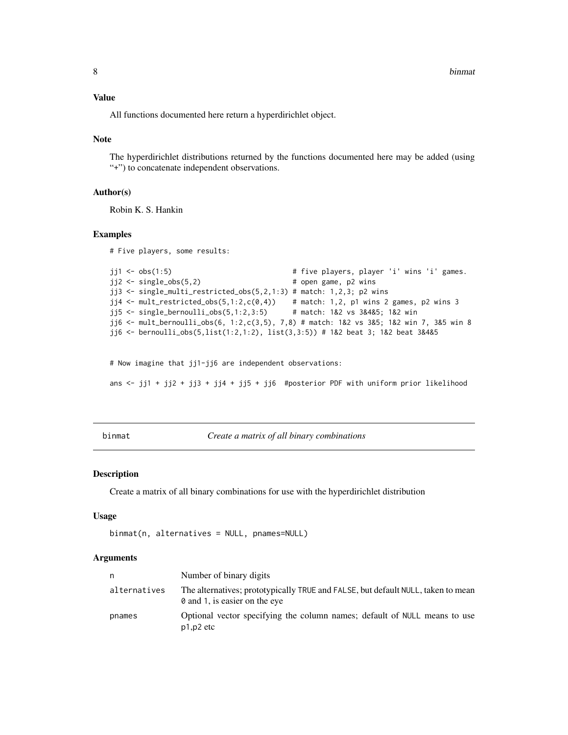## Value

All functions documented here return a hyperdirichlet object.

## Note

The hyperdirichlet distributions returned by the functions documented here may be added (using "+") to concatenate independent observations.

## Author(s)

Robin K. S. Hankin

## Examples

```
# Five players, some results:

jj1 <- obs(1:5)                              # five players, player 'i' wins 'i' games.
jj2 <- single_obs(5,2)                       # open game, p2 wins
jj3 <- single_multi_restricted_obs(5,2,1:3) # match: 1,2,3; p2 wins
jj4 <- mult_restricted_obs(5,1:2,c(0,4))    # match: 1,2, p1 wins 2 games, p2 wins 3
jj5 <- single_bernoulli_obs(5,1:2,3:5)      # match: 1&2 vs 3&4&5; 1&2 win
jj6 <- mult_bernoulli_obs(6, 1:2,c(3,5), 7,8) # match: 1&2 vs 3&5; 1&2 win 7, 3&5 win 8
jj6 <- bernoulli_obs(5,list(1:2,1:2), list(3,3:5)) # 1&2 beat 3; 1&2 beat 3&4&5


# Now imagine that jj1-jj6 are independent observations:

ans <- jj1 + jj2 + jj3 + jj4 + jj5 + jj6  #posterior PDF with uniform prior likelihood
```

---

# binmat — *Create a matrix of all binary combinations*

## Description

Create a matrix of all binary combinations for use with the hyperdirichlet distribution

## Usage

```
binmat(n, alternatives = NULL, pnames=NULL)
```

## Arguments

| | |
|---|---|
| n | Number of binary digits |
| alternatives | The alternatives; prototypically TRUE and FALSE, but default NULL, taken to mean 0 and 1, is easier on the eye |
| pnames | Optional vector specifying the column names; default of NULL means to use p1,p2 etc |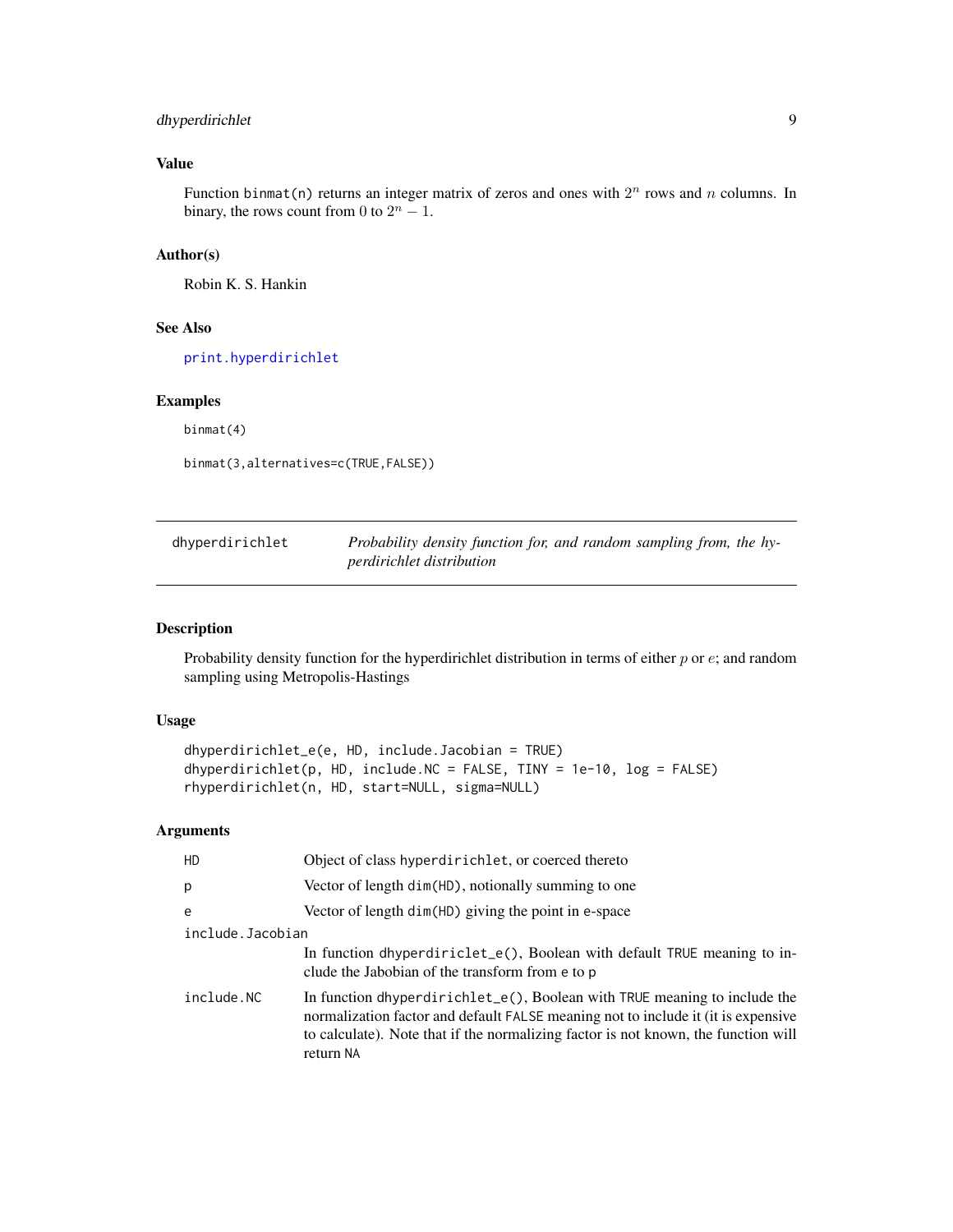## Value

Function `binmat(n)` returns an integer matrix of zeros and ones with $2^n$ rows and $n$ columns. In binary, the rows count from $0$ to $2^n - 1$.

## Author(s)

Robin K. S. Hankin

## See Also

`print.hyperdirichlet`

## Examples

```
binmat(4)

binmat(3,alternatives=c(TRUE,FALSE))
```

---

# dhyperdirichlet — *Probability density function for, and random sampling from, the hyperdirichlet distribution*

---

## Description

Probability density function for the hyperdirichlet distribution in terms of either $p$ or $e$; and random sampling using Metropolis-Hastings

## Usage

```
dhyperdirichlet_e(e, HD, include.Jacobian = TRUE)
dhyperdirichlet(p, HD, include.NC = FALSE, TINY = 1e-10, log = FALSE)
rhyperdirichlet(n, HD, start=NULL, sigma=NULL)
```

## Arguments

| | |
|---|---|
| `HD` | Object of class `hyperdirichlet`, or coerced thereto |
| `p` | Vector of length `dim(HD)`, notionally summing to one |
| `e` | Vector of length `dim(HD)` giving the point in e-space |
| `include.Jacobian` | In function `dhyperdiriclet_e()`, Boolean with default `TRUE` meaning to include the Jabobian of the transform from `e` to `p` |
| `include.NC` | In function `dhyperdirichlet_e()`, Boolean with `TRUE` meaning to include the normalization factor and default `FALSE` meaning not to include it (it is expensive to calculate). Note that if the normalizing factor is not known, the function will return `NA` |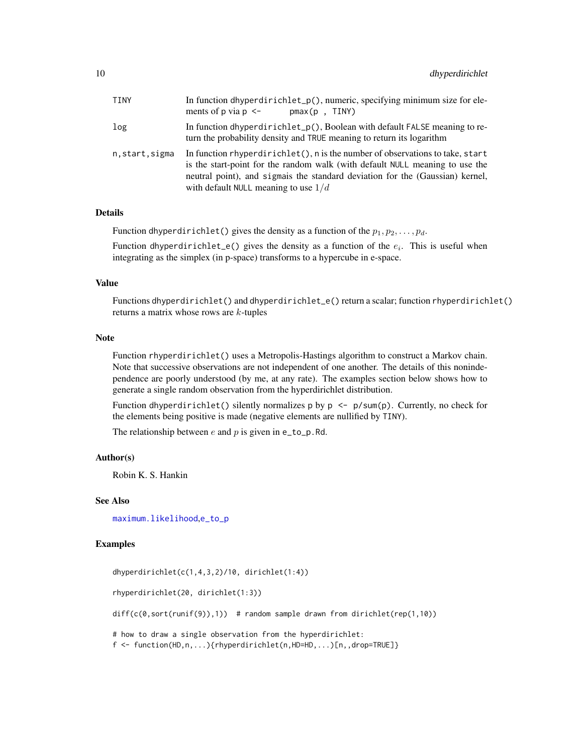| | |
|---|---|
| `TINY` | In function `dhyperdirichlet_p()`, numeric, specifying minimum size for elements of p via `p <- pmax(p , TINY)` |
| `log` | In function `dhyperdirichlet_p()`, Boolean with default `FALSE` meaning to return the probability density and `TRUE` meaning to return its logarithm |
| `n,start,sigma` | In function `rhyperdirichlet()`, `n` is the number of observations to take, `start` is the start-point for the random walk (with default `NULL` meaning to use the neutral point), and `sigma`is the standard deviation for the (Gaussian) kernel, with default `NULL` meaning to use $1/d$ |

### Details

Function `dhyperdirichlet()` gives the density as a function of the $p_1, p_2, \ldots, p_d$.

Function `dhyperdirichlet_e()` gives the density as a function of the $e_i$. This is useful when integrating as the simplex (in p-space) transforms to a hypercube in e-space.

### Value

Functions `dhyperdirichlet()` and `dhyperdirichlet_e()` return a scalar; function `rhyperdirichlet()` returns a matrix whose rows are $k$-tuples

### Note

Function `rhyperdirichlet()` uses a Metropolis-Hastings algorithm to construct a Markov chain. Note that successive observations are not independent of one another. The details of this nonindependence are poorly understood (by me, at any rate). The examples section below shows how to generate a single random observation from the hyperdirichlet distribution.

Function `dhyperdirichlet()` silently normalizes `p` by `p <- p/sum(p)`. Currently, no check for the elements being positive is made (negative elements are nullified by `TINY`).

The relationship between $e$ and $p$ is given in `e_to_p.Rd`.

### Author(s)

Robin K. S. Hankin

### See Also

`maximum.likelihood`,`e_to_p`

### Examples

```
dhyperdirichlet(c(1,4,3,2)/10, dirichlet(1:4))

rhyperdirichlet(20, dirichlet(1:3))

diff(c(0,sort(runif(9)),1))  # random sample drawn from dirichlet(rep(1,10))

# how to draw a single observation from the hyperdirichlet:
f <- function(HD,n,...){rhyperdirichlet(n,HD=HD,...)[n,,drop=TRUE]}
```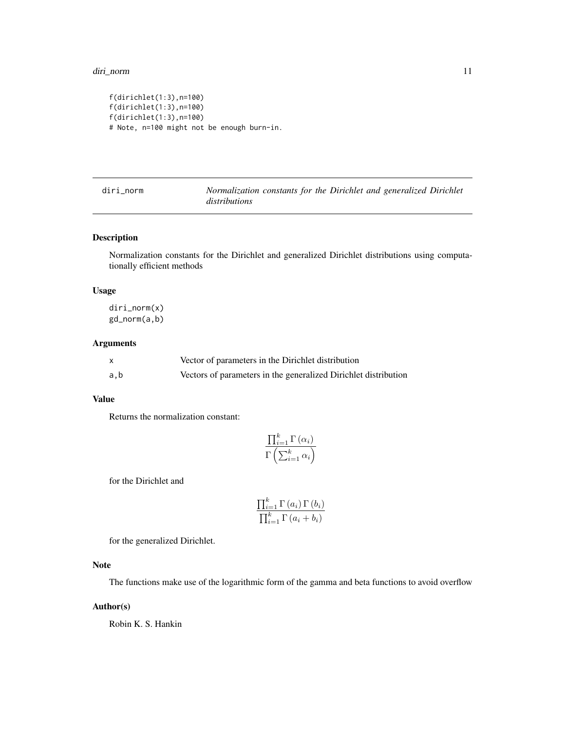```
f(dirichlet(1:3),n=100)
f(dirichlet(1:3),n=100)
f(dirichlet(1:3),n=100)
# Note, n=100 might not be enough burn-in.
```

---

## diri_norm — *Normalization constants for the Dirichlet and generalized Dirichlet distributions*

---

### Description

Normalization constants for the Dirichlet and generalized Dirichlet distributions using computationally efficient methods

### Usage

```
diri_norm(x)
gd_norm(a,b)
```

### Arguments

| | |
|---|---|
| x | Vector of parameters in the Dirichlet distribution |
| a,b | Vectors of parameters in the generalized Dirichlet distribution |

### Value

Returns the normalization constant:

$$\frac{\prod_{i=1}^{k}\Gamma\left(\alpha_i\right)}{\Gamma\left(\sum_{i=1}^{k}\alpha_i\right)}$$

for the Dirichlet and

$$\frac{\prod_{i=1}^{k}\Gamma\left(a_i\right)\Gamma\left(b_i\right)}{\prod_{i=1}^{k}\Gamma\left(a_i+b_i\right)}$$

for the generalized Dirichlet.

### Note

The functions make use of the logarithmic form of the gamma and beta functions to avoid overflow

### Author(s)

Robin K. S. Hankin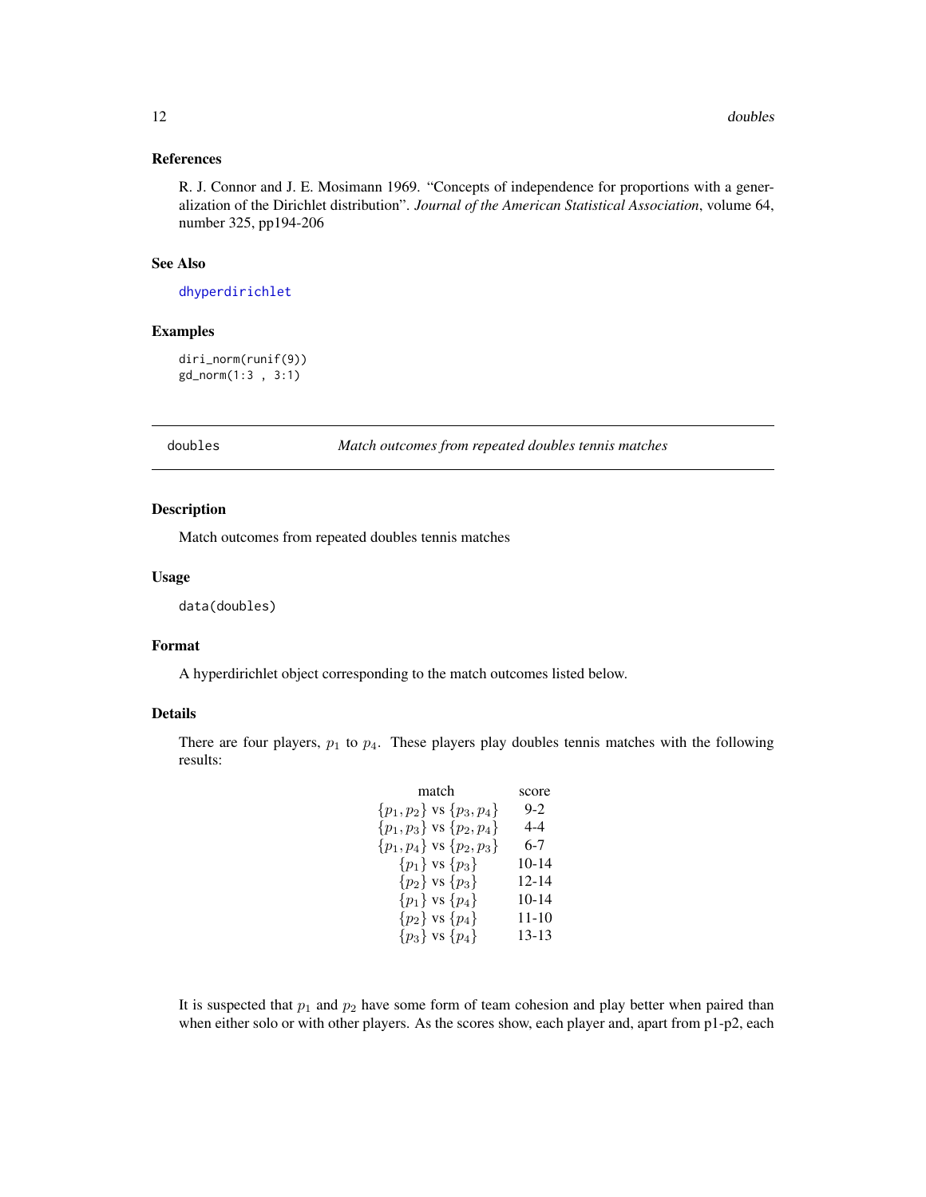### References

R. J. Connor and J. E. Mosimann 1969. "Concepts of independence for proportions with a generalization of the Dirichlet distribution". *Journal of the American Statistical Association*, volume 64, number 325, pp194-206

### See Also

dhyperdirichlet

### Examples

```
diri_norm(runif(9))
gd_norm(1:3 , 3:1)
```

---

## doubles — *Match outcomes from repeated doubles tennis matches*

---

### Description

Match outcomes from repeated doubles tennis matches

### Usage

```
data(doubles)
```

### Format

A hyperdirichlet object corresponding to the match outcomes listed below.

### Details

There are four players, $p_1$ to $p_4$. These players play doubles tennis matches with the following results:

| match | score |
|---|---|
| $\{p_1, p_2\}$ vs $\{p_3, p_4\}$ | 9-2 |
| $\{p_1, p_3\}$ vs $\{p_2, p_4\}$ | 4-4 |
| $\{p_1, p_4\}$ vs $\{p_2, p_3\}$ | 6-7 |
| $\{p_1\}$ vs $\{p_3\}$ | 10-14 |
| $\{p_2\}$ vs $\{p_3\}$ | 12-14 |
| $\{p_1\}$ vs $\{p_4\}$ | 10-14 |
| $\{p_2\}$ vs $\{p_4\}$ | 11-10 |
| $\{p_3\}$ vs $\{p_4\}$ | 13-13 |

It is suspected that $p_1$ and $p_2$ have some form of team cohesion and play better when paired than when either solo or with other players. As the scores show, each player and, apart from p1-p2, each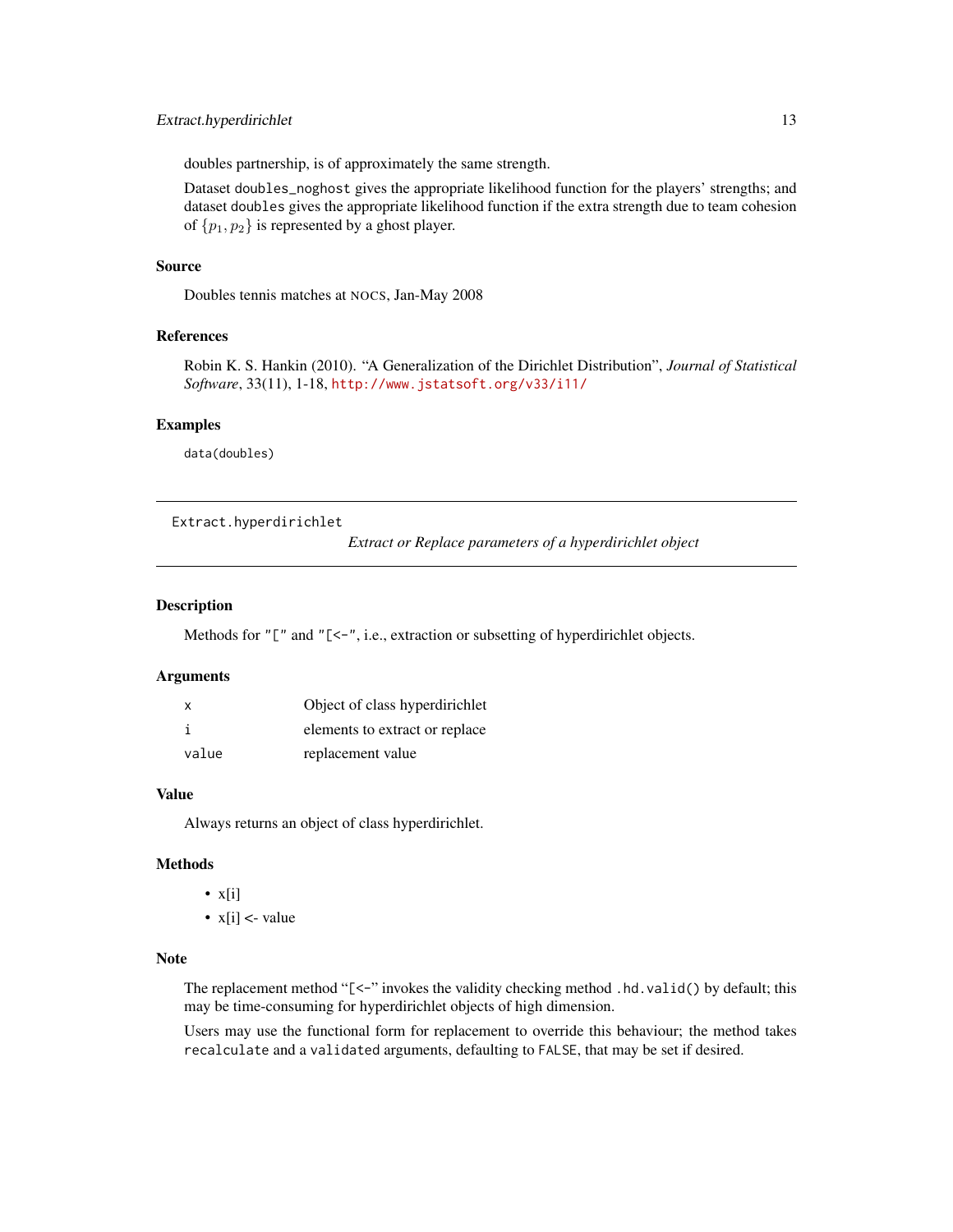doubles partnership, is of approximately the same strength.

Dataset `doubles_noghost` gives the appropriate likelihood function for the players' strengths; and dataset `doubles` gives the appropriate likelihood function if the extra strength due to team cohesion of $\{p_1, p_2\}$ is represented by a ghost player.

### Source

Doubles tennis matches at NOCS, Jan-May 2008

### References

Robin K. S. Hankin (2010). "A Generalization of the Dirichlet Distribution", *Journal of Statistical Software*, 33(11), 1-18, http://www.jstatsoft.org/v33/i11/

### Examples

```
data(doubles)
```

---

## Extract.hyperdirichlet — *Extract or Replace parameters of a hyperdirichlet object*

---

### Description

Methods for `"["` and `"[<-"`, i.e., extraction or subsetting of hyperdirichlet objects.

### Arguments

| | |
|---|---|
| `x` | Object of class hyperdirichlet |
| `i` | elements to extract or replace |
| `value` | replacement value |

### Value

Always returns an object of class hyperdirichlet.

### Methods

- x[i]
- x[i] <- value

### Note

The replacement method "`[<-`" invokes the validity checking method `.hd.valid()` by default; this may be time-consuming for hyperdirichlet objects of high dimension.

Users may use the functional form for replacement to override this behaviour; the method takes `recalculate` and a `validated` arguments, defaulting to `FALSE`, that may be set if desired.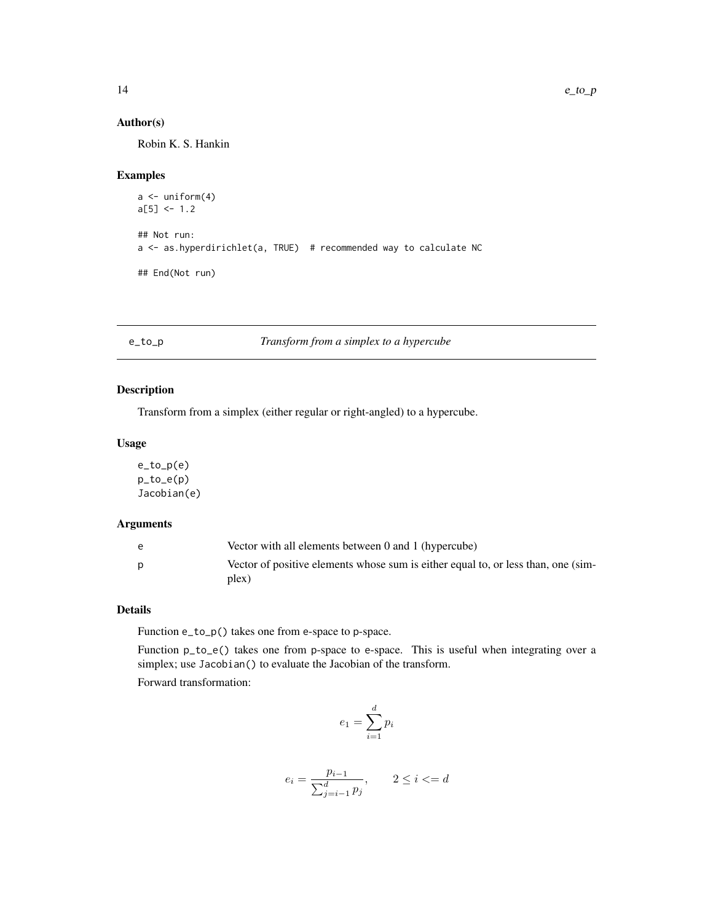### Author(s)

Robin K. S. Hankin

### Examples

```
a <- uniform(4)
a[5] <- 1.2

## Not run:
a <- as.hyperdirichlet(a, TRUE)  # recommended way to calculate NC

## End(Not run)
```

---

## e_to_p *Transform from a simplex to a hypercube*

### Description

Transform from a simplex (either regular or right-angled) to a hypercube.

### Usage

```
e_to_p(e)
p_to_e(p)
Jacobian(e)
```

### Arguments

| | |
|---|---|
| e | Vector with all elements between 0 and 1 (hypercube) |
| p | Vector of positive elements whose sum is either equal to, or less than, one (simplex) |

### Details

Function `e_to_p()` takes one from e-space to p-space.

Function `p_to_e()` takes one from p-space to e-space. This is useful when integrating over a simplex; use `Jacobian()` to evaluate the Jacobian of the transform.

Forward transformation:

$$e_1 = \sum_{i=1}^{d} p_i$$

$$e_i = \frac{p_{i-1}}{\sum_{j=i-1}^{d} p_j}, \qquad 2 \leq i <= d$$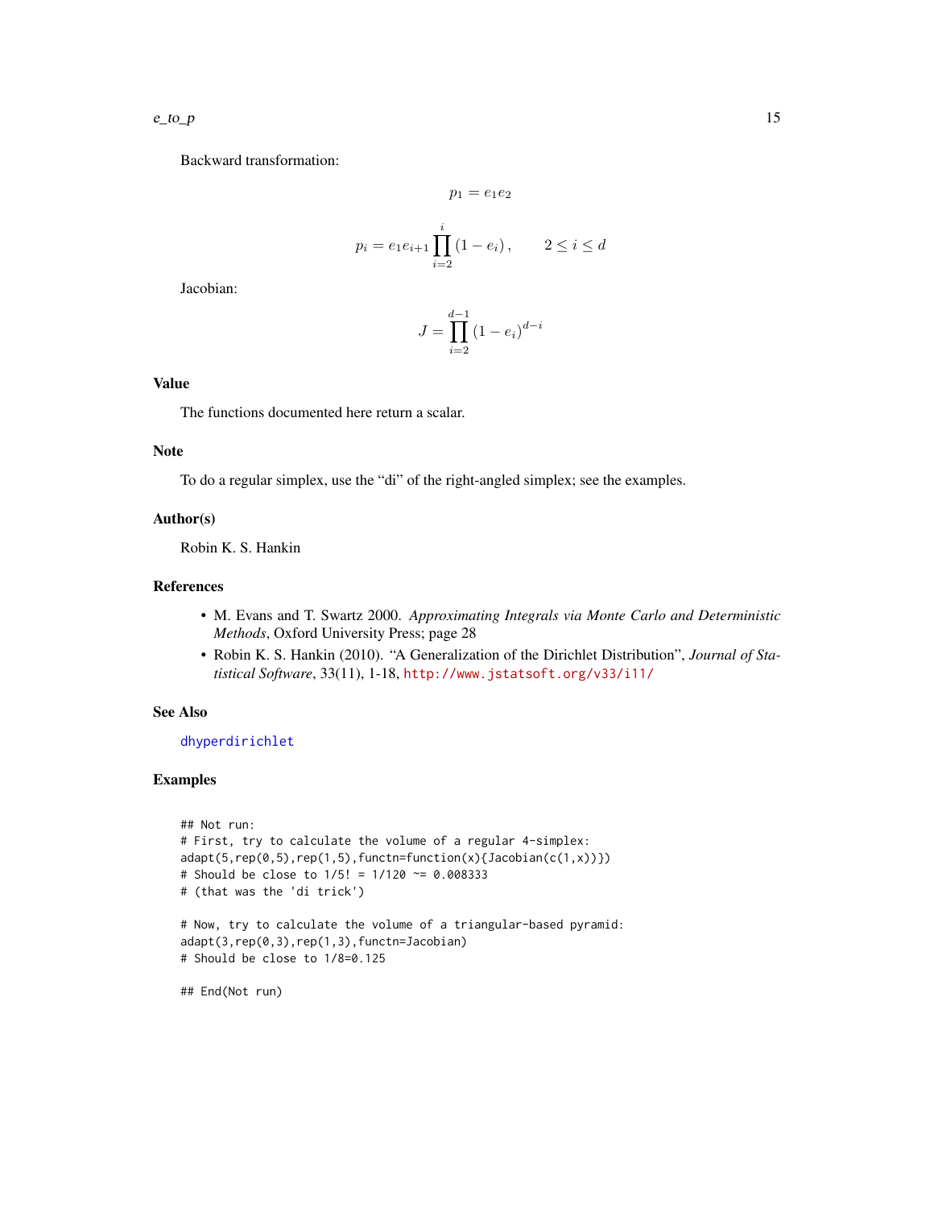Backward transformation:

$$p_1 = e_1 e_2$$

$$p_i = e_1 e_{i+1} \prod_{i=2}^{i} (1 - e_i), \qquad 2 \leq i \leq d$$

Jacobian:

$$J = \prod_{i=2}^{d-1} (1 - e_i)^{d-i}$$

## Value

The functions documented here return a scalar.

## Note

To do a regular simplex, use the "di" of the right-angled simplex; see the examples.

## Author(s)

Robin K. S. Hankin

## References

- M. Evans and T. Swartz 2000. *Approximating Integrals via Monte Carlo and Deterministic Methods*, Oxford University Press; page 28
- Robin K. S. Hankin (2010). "A Generalization of the Dirichlet Distribution", *Journal of Statistical Software*, 33(11), 1-18, http://www.jstatsoft.org/v33/i11/

## See Also

dhyperdirichlet

## Examples

```
## Not run:
# First, try to calculate the volume of a regular 4-simplex:
adapt(5,rep(0,5),rep(1,5),functn=function(x){Jacobian(c(1,x))})
# Should be close to 1/5! = 1/120 ~= 0.008333
# (that was the 'di trick')

# Now, try to calculate the volume of a triangular-based pyramid:
adapt(3,rep(0,3),rep(1,3),functn=Jacobian)
# Should be close to 1/8=0.125

## End(Not run)
```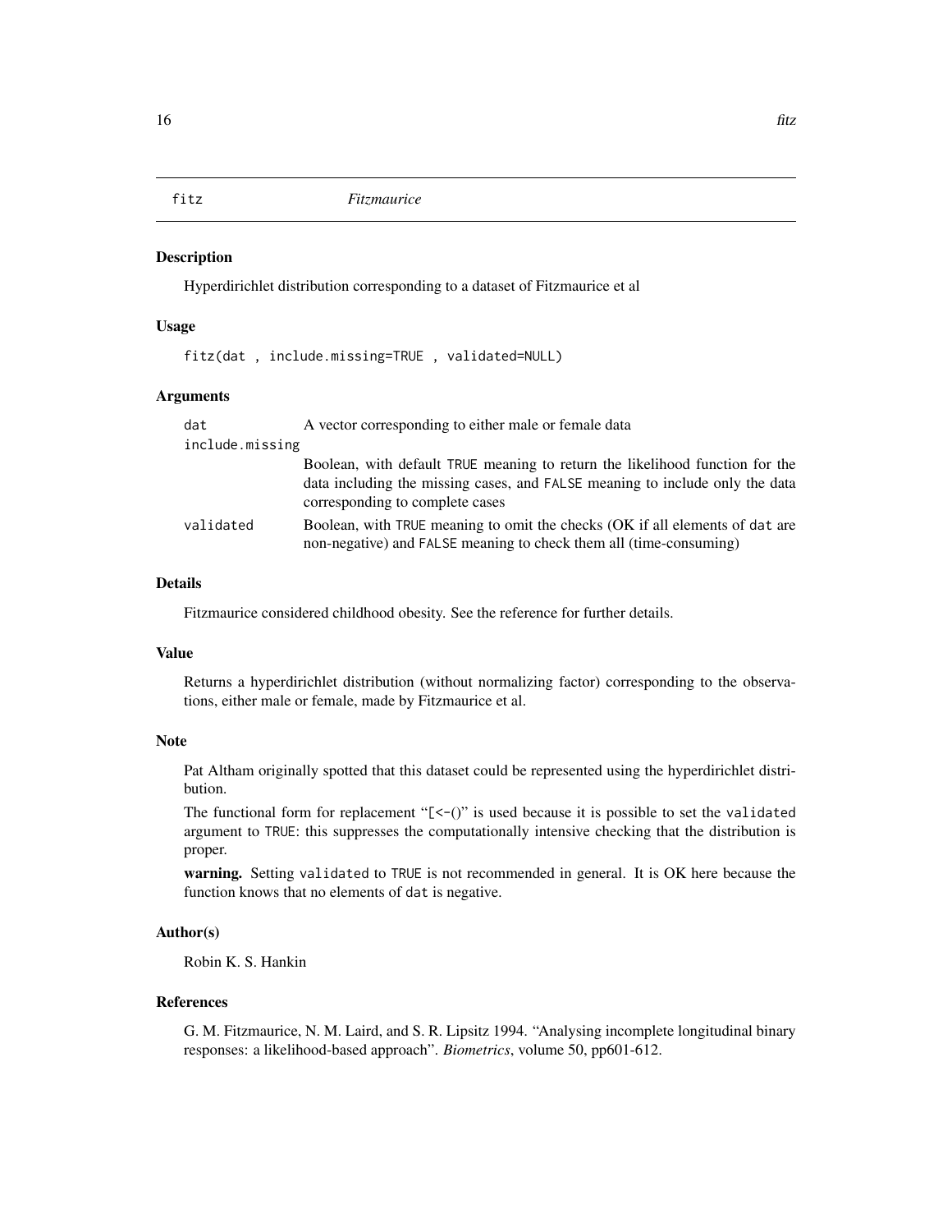# fitz — *Fitzmaurice*

## Description

Hyperdirichlet distribution corresponding to a dataset of Fitzmaurice et al

## Usage

```
fitz(dat , include.missing=TRUE , validated=NULL)
```

## Arguments

| | |
|---|---|
| `dat` | A vector corresponding to either male or female data |
| `include.missing` | Boolean, with default `TRUE` meaning to return the likelihood function for the data including the missing cases, and `FALSE` meaning to include only the data corresponding to complete cases |
| `validated` | Boolean, with `TRUE` meaning to omit the checks (OK if all elements of `dat` are non-negative) and `FALSE` meaning to check them all (time-consuming) |

## Details

Fitzmaurice considered childhood obesity. See the reference for further details.

## Value

Returns a hyperdirichlet distribution (without normalizing factor) corresponding to the observations, either male or female, made by Fitzmaurice et al.

## Note

Pat Altham originally spotted that this dataset could be represented using the hyperdirichlet distribution.

The functional form for replacement "`[<-()`" is used because it is possible to set the `validated` argument to `TRUE`: this suppresses the computationally intensive checking that the distribution is proper.

**warning.** Setting `validated` to `TRUE` is not recommended in general. It is OK here because the function knows that no elements of `dat` is negative.

## Author(s)

Robin K. S. Hankin

## References

G. M. Fitzmaurice, N. M. Laird, and S. R. Lipsitz 1994. "Analysing incomplete longitudinal binary responses: a likelihood-based approach". *Biometrics*, volume 50, pp601-612.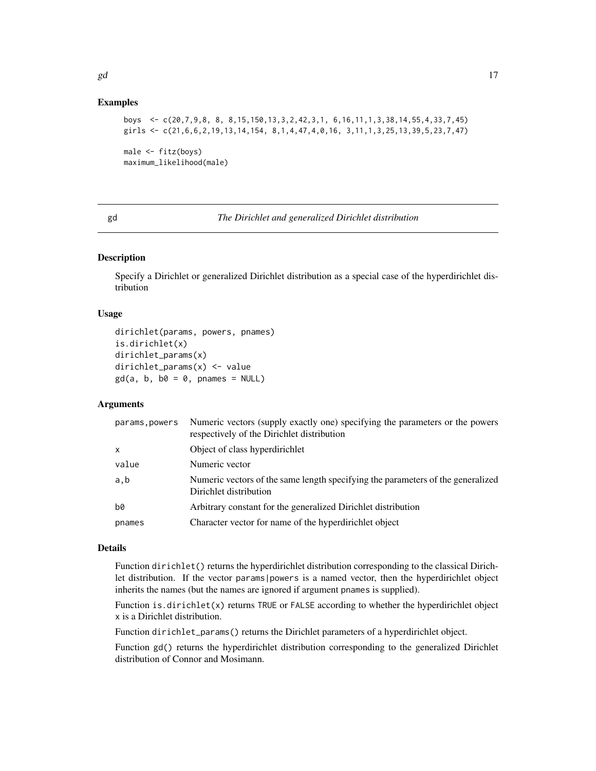## Examples

```
boys  <- c(20,7,9,8, 8, 8,15,150,13,3,2,42,3,1, 6,16,11,1,3,38,14,55,4,33,7,45)
girls <- c(21,6,6,2,19,13,14,154, 8,1,4,47,4,0,16, 3,11,1,3,25,13,39,5,23,7,47)

male <- fitz(boys)
maximum_likelihood(male)
```

---

gd *The Dirichlet and generalized Dirichlet distribution*

---

## Description

Specify a Dirichlet or generalized Dirichlet distribution as a special case of the hyperdirichlet distribution

## Usage

```
dirichlet(params, powers, pnames)
is.dirichlet(x)
dirichlet_params(x)
dirichlet_params(x) <- value
gd(a, b, b0 = 0, pnames = NULL)
```

## Arguments

| | |
|---|---|
| params,powers | Numeric vectors (supply exactly one) specifying the parameters or the powers respectively of the Dirichlet distribution |
| x | Object of class hyperdirichlet |
| value | Numeric vector |
| a,b | Numeric vectors of the same length specifying the parameters of the generalized Dirichlet distribution |
| b0 | Arbitrary constant for the generalized Dirichlet distribution |
| pnames | Character vector for name of the hyperdirichlet object |

## Details

Function `dirichlet()` returns the hyperdirichlet distribution corresponding to the classical Dirichlet distribution. If the vector `params|powers` is a named vector, then the hyperdirichlet object inherits the names (but the names are ignored if argument `pnames` is supplied).

Function `is.dirichlet(x)` returns `TRUE` or `FALSE` according to whether the hyperdirichlet object `x` is a Dirichlet distribution.

Function `dirichlet_params()` returns the Dirichlet parameters of a hyperdirichlet object.

Function `gd()` returns the hyperdirichlet distribution corresponding to the generalized Dirichlet distribution of Connor and Mosimann.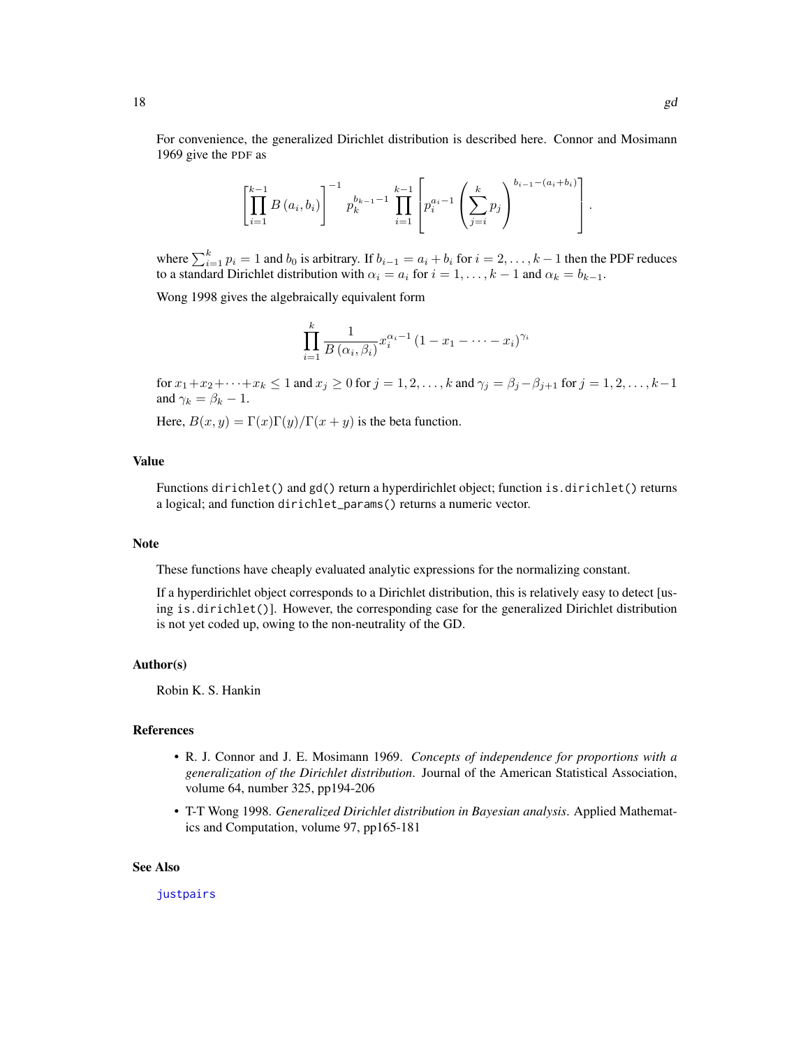For convenience, the generalized Dirichlet distribution is described here. Connor and Mosimann 1969 give the PDF as

$$\left[\prod_{i=1}^{k-1} B\left(a_i, b_i\right)\right]^{-1} p_k^{b_{k-1}-1} \prod_{i=1}^{k-1}\left[p_i^{a_i-1}\left(\sum_{j=i}^{k} p_j\right)^{b_{i-1}-(a_i+b_i)}\right].$$

where $\sum_{i=1}^{k} p_i = 1$ and $b_0$ is arbitrary. If $b_{i-1} = a_i + b_i$ for $i = 2, \ldots, k-1$ then the PDF reduces to a standard Dirichlet distribution with $\alpha_i = a_i$ for $i = 1, \ldots, k-1$ and $\alpha_k = b_{k-1}$.

Wong 1998 gives the algebraically equivalent form

$$\prod_{i=1}^{k} \frac{1}{B\left(\alpha_i, \beta_i\right)} x_i^{\alpha_i - 1}\left(1 - x_1 - \cdots - x_i\right)^{\gamma_i}$$

for $x_1 + x_2 + \cdots + x_k \leq 1$ and $x_j \geq 0$ for $j = 1, 2, \ldots, k$ and $\gamma_j = \beta_j - \beta_{j+1}$ for $j = 1, 2, \ldots, k-1$ and $\gamma_k = \beta_k - 1$.

Here, $B(x, y) = \Gamma(x)\Gamma(y)/\Gamma(x+y)$ is the beta function.

### Value

Functions `dirichlet()` and `gd()` return a hyperdirichlet object; function `is.dirichlet()` returns a logical; and function `dirichlet_params()` returns a numeric vector.

### Note

These functions have cheaply evaluated analytic expressions for the normalizing constant.

If a hyperdirichlet object corresponds to a Dirichlet distribution, this is relatively easy to detect [using `is.dirichlet()`]. However, the corresponding case for the generalized Dirichlet distribution is not yet coded up, owing to the non-neutrality of the GD.

### Author(s)

Robin K. S. Hankin

### References

- R. J. Connor and J. E. Mosimann 1969. *Concepts of independence for proportions with a generalization of the Dirichlet distribution*. Journal of the American Statistical Association, volume 64, number 325, pp194-206
- T-T Wong 1998. *Generalized Dirichlet distribution in Bayesian analysis*. Applied Mathematics and Computation, volume 97, pp165-181

### See Also

justpairs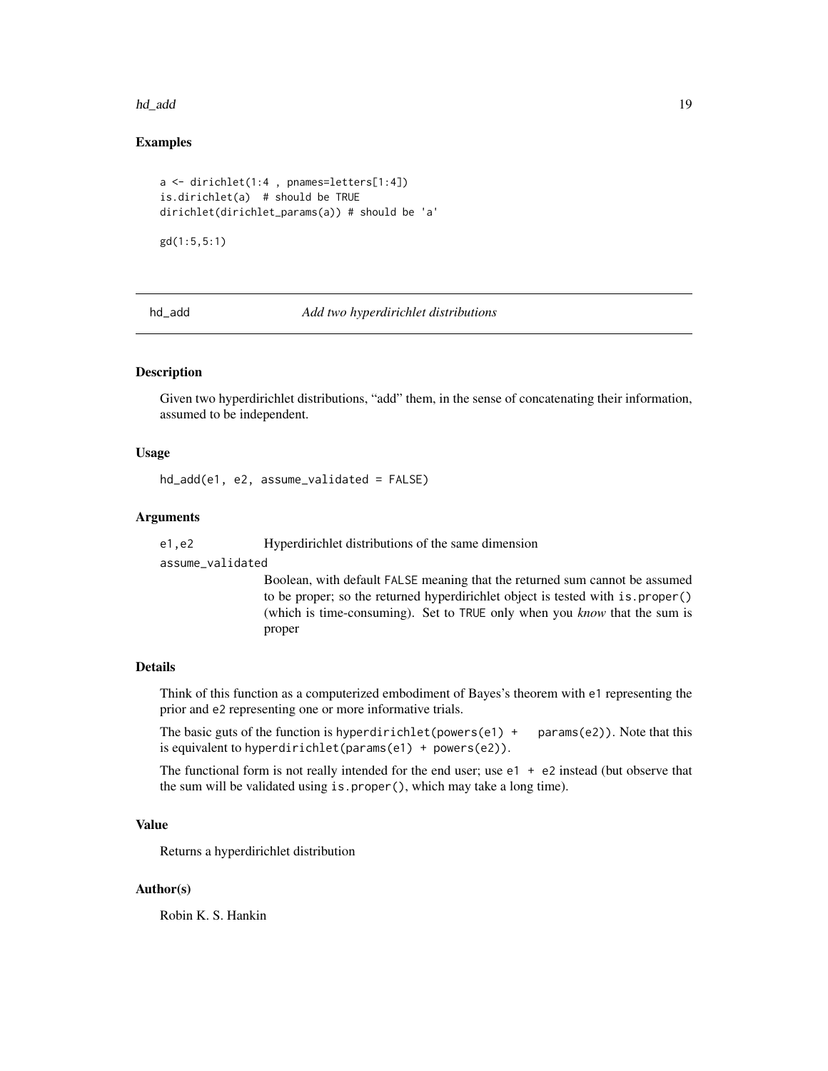## Examples

```
a <- dirichlet(1:4 , pnames=letters[1:4])
is.dirichlet(a)  # should be TRUE
dirichlet(dirichlet_params(a)) # should be 'a'

gd(1:5,5:1)
```

---

# hd_add — *Add two hyperdirichlet distributions*

---

## Description

Given two hyperdirichlet distributions, "add" them, in the sense of concatenating their information, assumed to be independent.

## Usage

```
hd_add(e1, e2, assume_validated = FALSE)
```

## Arguments

`e1,e2` — Hyperdirichlet distributions of the same dimension

`assume_validated` — Boolean, with default `FALSE` meaning that the returned sum cannot be assumed to be proper; so the returned hyperdirichlet object is tested with `is.proper()` (which is time-consuming). Set to `TRUE` only when you *know* that the sum is proper

## Details

Think of this function as a computerized embodiment of Bayes's theorem with `e1` representing the prior and `e2` representing one or more informative trials.

The basic guts of the function is `hyperdirichlet(powers(e1) + params(e2))`. Note that this is equivalent to `hyperdirichlet(params(e1) + powers(e2))`.

The functional form is not really intended for the end user; use `e1 + e2` instead (but observe that the sum will be validated using `is.proper()`, which may take a long time).

## Value

Returns a hyperdirichlet distribution

## Author(s)

Robin K. S. Hankin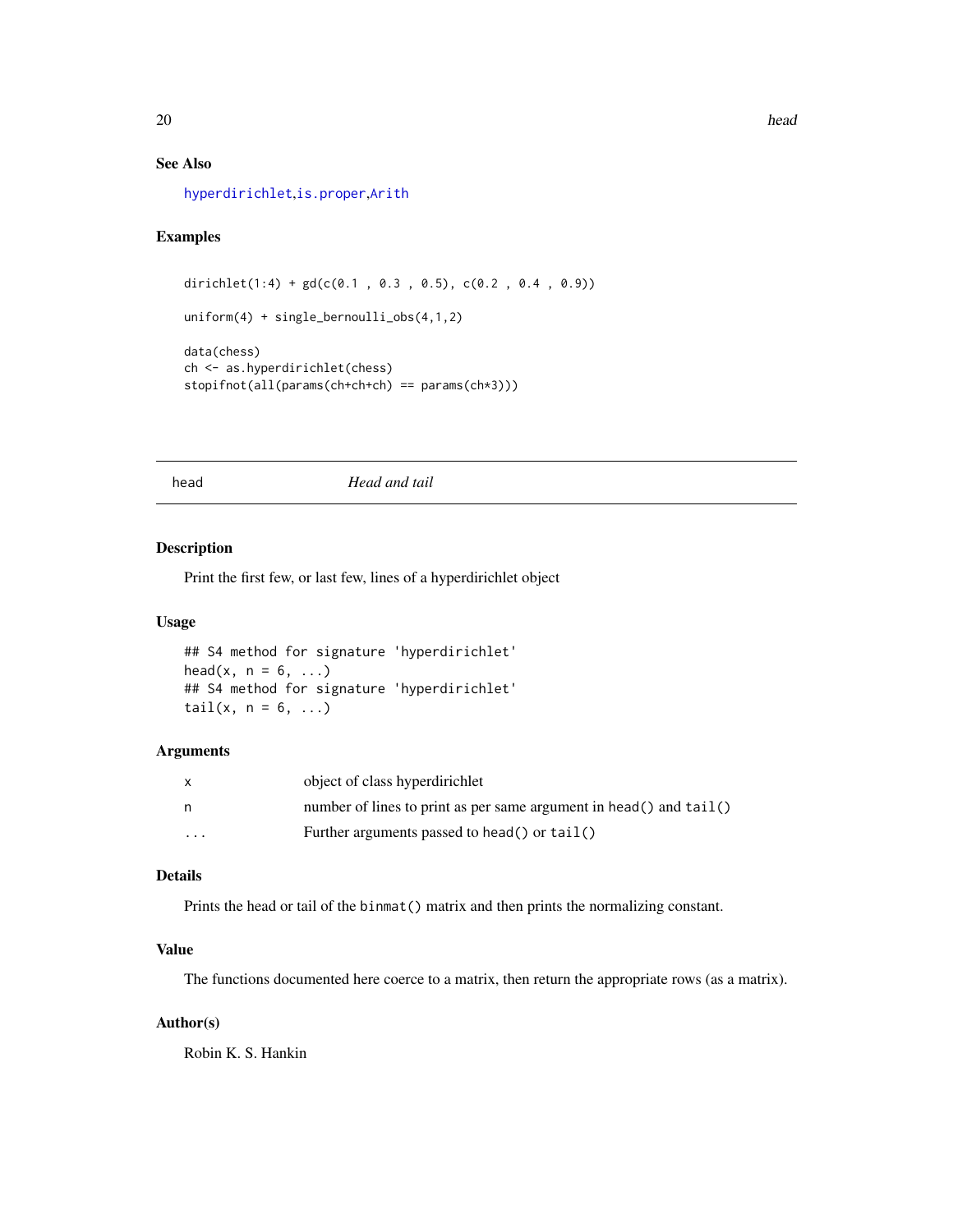### See Also

hyperdirichlet, is.proper, Arith

### Examples

```
dirichlet(1:4) + gd(c(0.1 , 0.3 , 0.5), c(0.2 , 0.4 , 0.9))

uniform(4) + single_bernoulli_obs(4,1,2)

data(chess)
ch <- as.hyperdirichlet(chess)
stopifnot(all(params(ch+ch+ch) == params(ch*3)))
```

---

## head *Head and tail*

### Description

Print the first few, or last few, lines of a hyperdirichlet object

### Usage

```
## S4 method for signature 'hyperdirichlet'
head(x, n = 6, ...)
## S4 method for signature 'hyperdirichlet'
tail(x, n = 6, ...)
```

### Arguments

| | |
|---|---|
| x | object of class hyperdirichlet |
| n | number of lines to print as per same argument in `head()` and `tail()` |
| ... | Further arguments passed to `head()` or `tail()` |

### Details

Prints the head or tail of the `binmat()` matrix and then prints the normalizing constant.

### Value

The functions documented here coerce to a matrix, then return the appropriate rows (as a matrix).

### Author(s)

Robin K. S. Hankin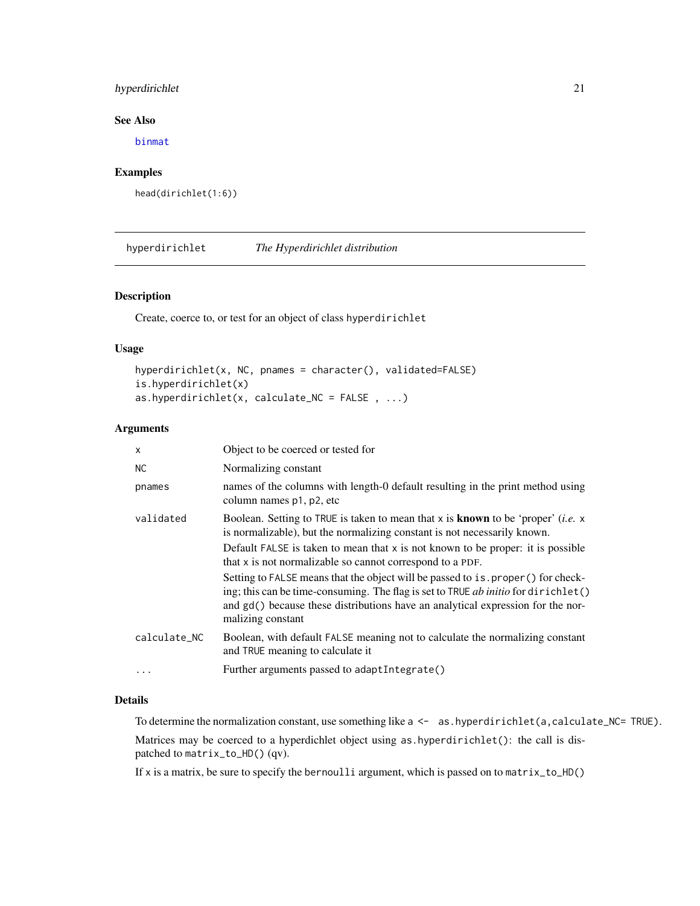## See Also

binmat

## Examples

```
head(dirichlet(1:6))
```

---

# hyperdirichlet *The Hyperdirichlet distribution*

## Description

Create, coerce to, or test for an object of class `hyperdirichlet`

## Usage

```
hyperdirichlet(x, NC, pnames = character(), validated=FALSE)
is.hyperdirichlet(x)
as.hyperdirichlet(x, calculate_NC = FALSE , ...)
```

## Arguments

| | |
|---|---|
| `x` | Object to be coerced or tested for |
| `NC` | Normalizing constant |
| `pnames` | names of the columns with length-0 default resulting in the print method using column names `p1`, `p2`, etc |
| `validated` | Boolean. Setting to `TRUE` is taken to mean that `x` is **known** to be 'proper' (*i.e.* `x` is normalizable), but the normalizing constant is not necessarily known. Default `FALSE` is taken to mean that `x` is not known to be proper: it is possible that `x` is not normalizable so cannot correspond to a PDF. Setting to `FALSE` means that the object will be passed to `is.proper()` for checking; this can be time-consuming. The flag is set to `TRUE` *ab initio* for `dirichlet()` and `gd()` because these distributions have an analytical expression for the normalizing constant |
| `calculate_NC` | Boolean, with default `FALSE` meaning not to calculate the normalizing constant and `TRUE` meaning to calculate it |
| `...` | Further arguments passed to `adaptIntegrate()` |

## Details

To determine the normalization constant, use something like `a <- as.hyperdirichlet(a,calculate_NC= TRUE)`.

Matrices may be coerced to a hyperdichlet object using `as.hyperdirichlet()`: the call is dispatched to `matrix_to_HD()` (qv).

If `x` is a matrix, be sure to specify the `bernoulli` argument, which is passed on to `matrix_to_HD()`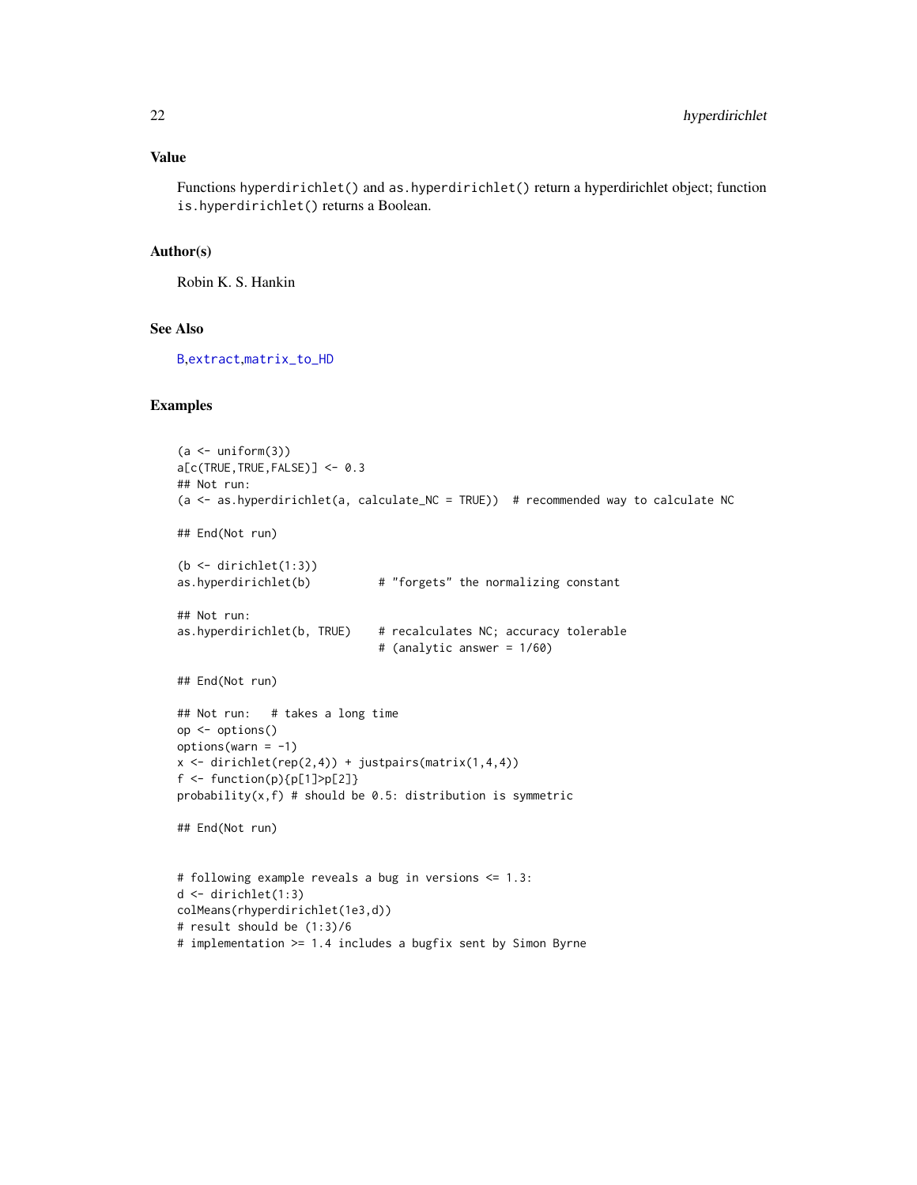### Value

Functions `hyperdirichlet()` and `as.hyperdirichlet()` return a hyperdirichlet object; function `is.hyperdirichlet()` returns a Boolean.

### Author(s)

Robin K. S. Hankin

### See Also

`B`,`extract`,`matrix_to_HD`

### Examples

```
(a <- uniform(3))
a[c(TRUE,TRUE,FALSE)] <- 0.3
## Not run:
(a <- as.hyperdirichlet(a, calculate_NC = TRUE))  # recommended way to calculate NC

## End(Not run)

(b <- dirichlet(1:3))
as.hyperdirichlet(b)          # "forgets" the normalizing constant

## Not run:
as.hyperdirichlet(b, TRUE)    # recalculates NC; accuracy tolerable
                              # (analytic answer = 1/60)

## End(Not run)

## Not run:   # takes a long time
op <- options()
options(warn = -1)
x <- dirichlet(rep(2,4)) + justpairs(matrix(1,4,4))
f <- function(p){p[1]>p[2]}
probability(x,f) # should be 0.5: distribution is symmetric

## End(Not run)


# following example reveals a bug in versions <= 1.3:
d <- dirichlet(1:3)
colMeans(rhyperdirichlet(1e3,d))
# result should be (1:3)/6
# implementation >= 1.4 includes a bugfix sent by Simon Byrne
```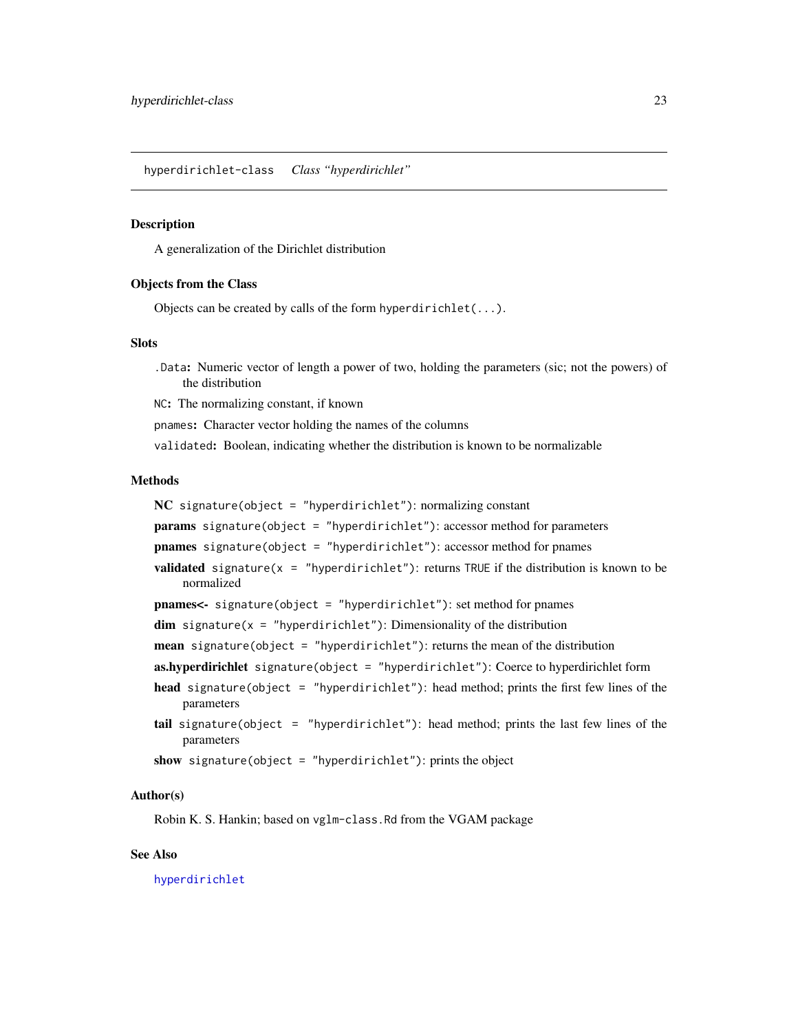## hyperdirichlet-class *Class "hyperdirichlet"*

### Description

A generalization of the Dirichlet distribution

### Objects from the Class

Objects can be created by calls of the form `hyperdirichlet(...)`.

### Slots

`.Data`**:** Numeric vector of length a power of two, holding the parameters (sic; not the powers) of the distribution

`NC`**:** The normalizing constant, if known

`pnames`**:** Character vector holding the names of the columns

`validated`**:** Boolean, indicating whether the distribution is known to be normalizable

### Methods

**NC** `signature(object = "hyperdirichlet")`: normalizing constant

**params** `signature(object = "hyperdirichlet")`: accessor method for parameters

**pnames** `signature(object = "hyperdirichlet")`: accessor method for pnames

**validated** `signature(x = "hyperdirichlet")`: returns `TRUE` if the distribution is known to be normalized

**pnames<-** `signature(object = "hyperdirichlet")`: set method for pnames

**dim** `signature(x = "hyperdirichlet")`: Dimensionality of the distribution

**mean** `signature(object = "hyperdirichlet")`: returns the mean of the distribution

**as.hyperdirichlet** `signature(object = "hyperdirichlet")`: Coerce to hyperdirichlet form

**head** `signature(object = "hyperdirichlet")`: head method; prints the first few lines of the parameters

**tail** `signature(object = "hyperdirichlet")`: head method; prints the last few lines of the parameters

**show** `signature(object = "hyperdirichlet")`: prints the object

### Author(s)

Robin K. S. Hankin; based on `vglm-class.Rd` from the VGAM package

### See Also

`hyperdirichlet`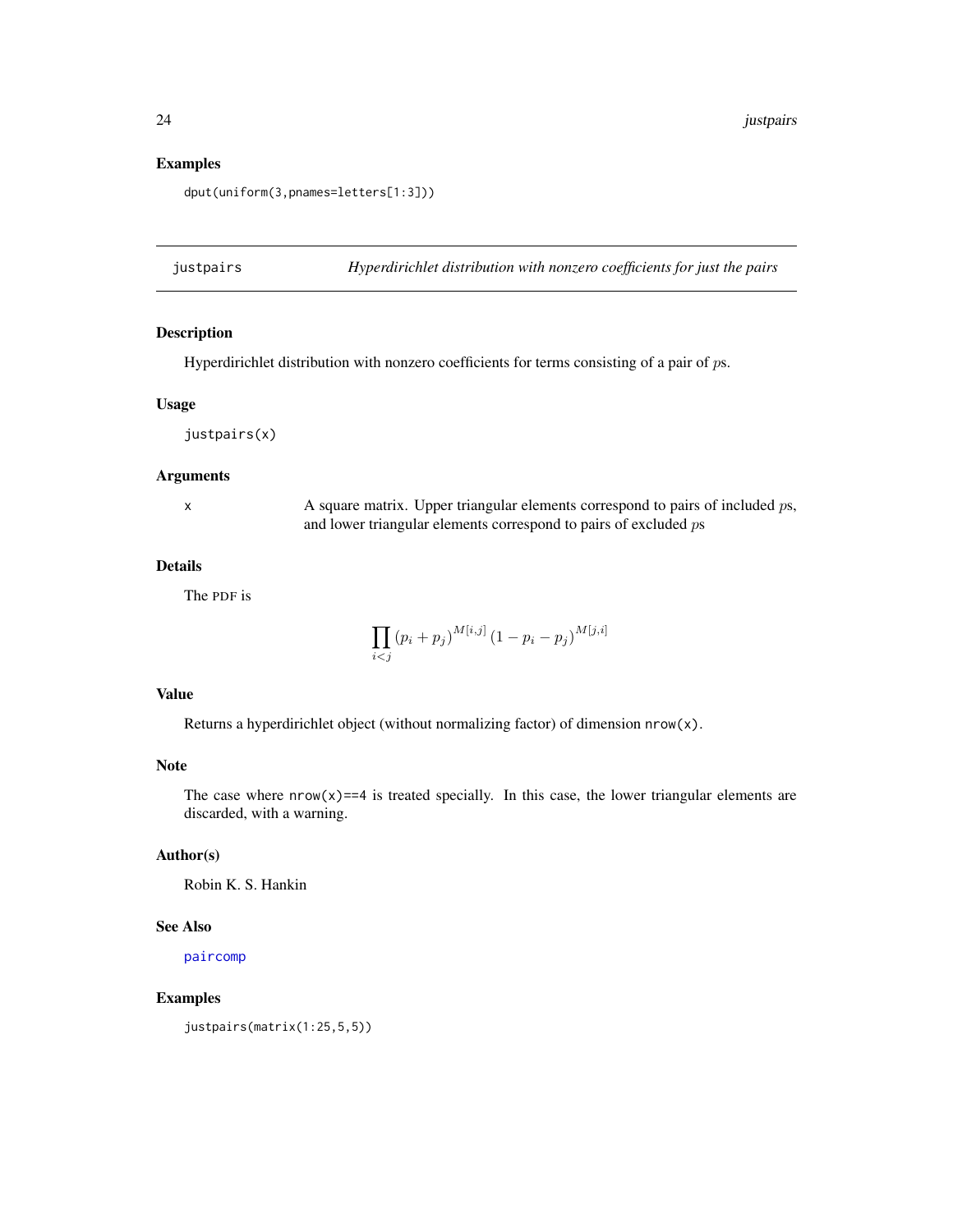## Examples

```
dput(uniform(3,pnames=letters[1:3]))
```

---

# justpairs    *Hyperdirichlet distribution with nonzero coefficients for just the pairs*

## Description

Hyperdirichlet distribution with nonzero coefficients for terms consisting of a pair of $p$s.

## Usage

```
justpairs(x)
```

## Arguments

`x` A square matrix. Upper triangular elements correspond to pairs of included $p$s, and lower triangular elements correspond to pairs of excluded $p$s

## Details

The PDF is

$$\prod_{i<j} (p_i + p_j)^{M[i,j]} (1 - p_i - p_j)^{M[j,i]}$$

## Value

Returns a hyperdirichlet object (without normalizing factor) of dimension `nrow(x)`.

## Note

The case where `nrow(x)==4` is treated specially. In this case, the lower triangular elements are discarded, with a warning.

## Author(s)

Robin K. S. Hankin

## See Also

`paircomp`

## Examples

```
justpairs(matrix(1:25,5,5))
```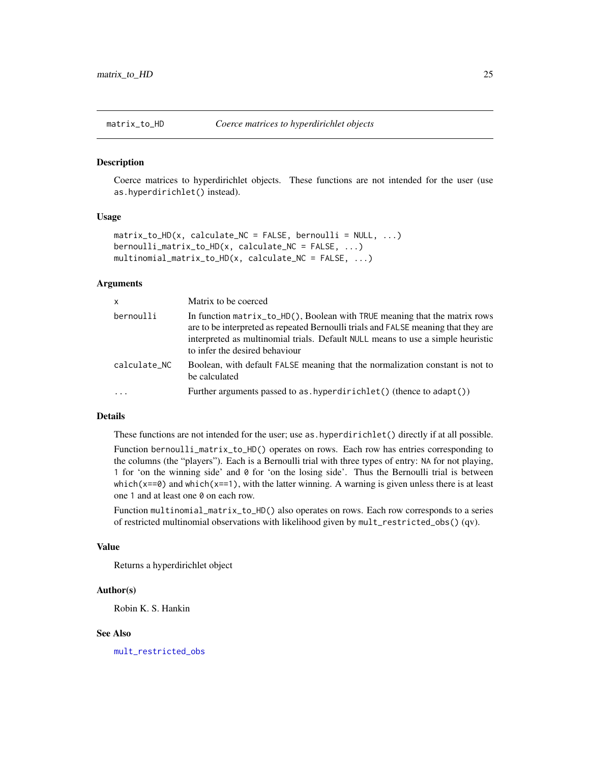## matrix_to_HD *Coerce matrices to hyperdirichlet objects*

### Description

Coerce matrices to hyperdirichlet objects. These functions are not intended for the user (use `as.hyperdirichlet()` instead).

### Usage

```
matrix_to_HD(x, calculate_NC = FALSE, bernoulli = NULL, ...)
bernoulli_matrix_to_HD(x, calculate_NC = FALSE, ...)
multinomial_matrix_to_HD(x, calculate_NC = FALSE, ...)
```

### Arguments

| | |
|---|---|
| `x` | Matrix to be coerced |
| `bernoulli` | In function `matrix_to_HD()`, Boolean with `TRUE` meaning that the matrix rows are to be interpreted as repeated Bernoulli trials and `FALSE` meaning that they are interpreted as multinomial trials. Default `NULL` means to use a simple heuristic to infer the desired behaviour |
| `calculate_NC` | Boolean, with default `FALSE` meaning that the normalization constant is not to be calculated |
| `...` | Further arguments passed to `as.hyperdirichlet()` (thence to `adapt()`) |

### Details

These functions are not intended for the user; use `as.hyperdirichlet()` directly if at all possible.

Function `bernoulli_matrix_to_HD()` operates on rows. Each row has entries corresponding to the columns (the "players"). Each is a Bernoulli trial with three types of entry: `NA` for not playing, `1` for 'on the winning side' and `0` for 'on the losing side'. Thus the Bernoulli trial is between `which(x==0)` and `which(x==1)`, with the latter winning. A warning is given unless there is at least one `1` and at least one `0` on each row.

Function `multinomial_matrix_to_HD()` also operates on rows. Each row corresponds to a series of restricted multinomial observations with likelihood given by `mult_restricted_obs()` (qv).

### Value

Returns a hyperdirichlet object

### Author(s)

Robin K. S. Hankin

### See Also

`mult_restricted_obs`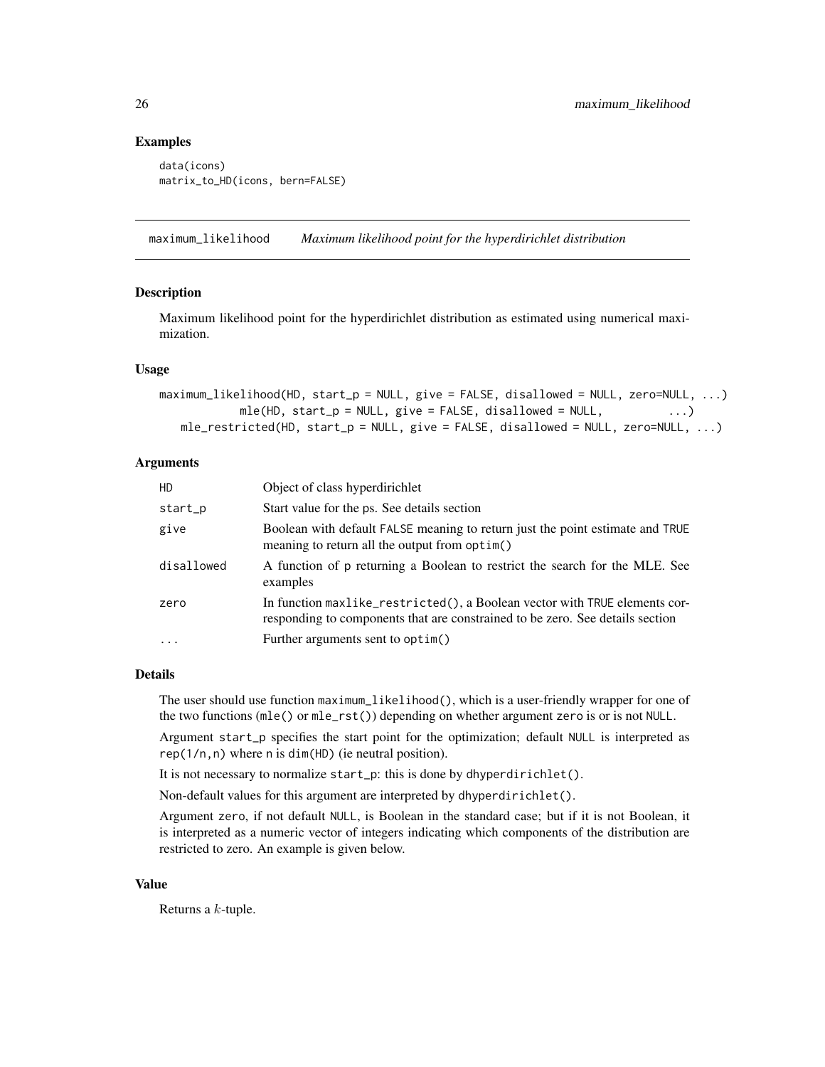## Examples

```
data(icons)
matrix_to_HD(icons, bern=FALSE)
```

---

maximum_likelihood    *Maximum likelihood point for the hyperdirichlet distribution*

---

### Description

Maximum likelihood point for the hyperdirichlet distribution as estimated using numerical maximization.

### Usage

```
maximum_likelihood(HD, start_p = NULL, give = FALSE, disallowed = NULL, zero=NULL, ...)
           mle(HD, start_p = NULL, give = FALSE, disallowed = NULL,          ...)
   mle_restricted(HD, start_p = NULL, give = FALSE, disallowed = NULL, zero=NULL, ...)
```

### Arguments

| | |
|---|---|
| HD | Object of class hyperdirichlet |
| start_p | Start value for the ps. See details section |
| give | Boolean with default FALSE meaning to return just the point estimate and TRUE meaning to return all the output from optim() |
| disallowed | A function of p returning a Boolean to restrict the search for the MLE. See examples |
| zero | In function maxlike_restricted(), a Boolean vector with TRUE elements corresponding to components that are constrained to be zero. See details section |
| ... | Further arguments sent to optim() |

### Details

The user should use function maximum_likelihood(), which is a user-friendly wrapper for one of the two functions (mle() or mle_rst()) depending on whether argument zero is or is not NULL.

Argument start_p specifies the start point for the optimization; default NULL is interpreted as rep(1/n,n) where n is dim(HD) (ie neutral position).

It is not necessary to normalize start_p: this is done by dhyperdirichlet().

Non-default values for this argument are interpreted by dhyperdirichlet().

Argument zero, if not default NULL, is Boolean in the standard case; but if it is not Boolean, it is interpreted as a numeric vector of integers indicating which components of the distribution are restricted to zero. An example is given below.

### Value

Returns a $k$-tuple.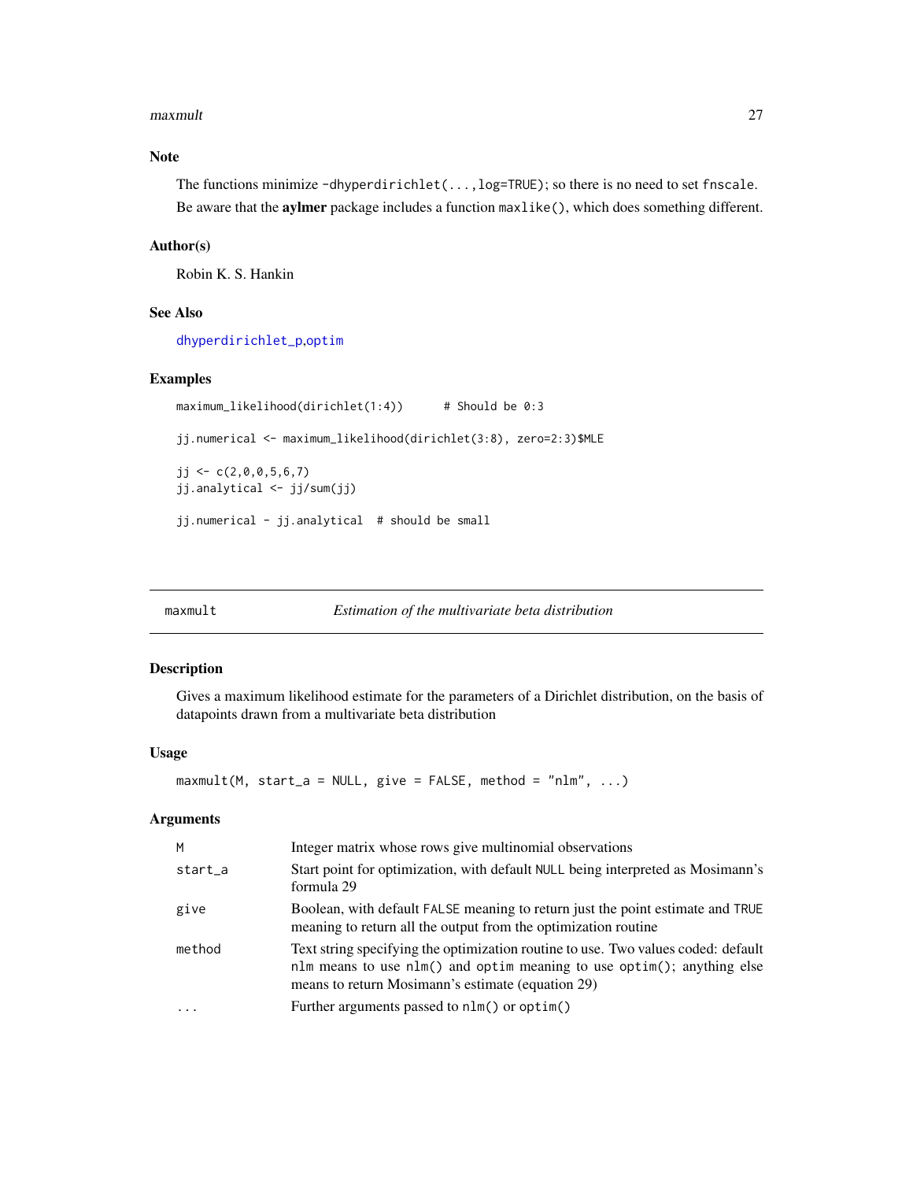### Note

The functions minimize `-dhyperdirichlet(...,log=TRUE)`; so there is no need to set `fnscale`. Be aware that the **aylmer** package includes a function `maxlike()`, which does something different.

### Author(s)

Robin K. S. Hankin

### See Also

`dhyperdirichlet_p`,`optim`

### Examples

```
maximum_likelihood(dirichlet(1:4))      # Should be 0:3

jj.numerical <- maximum_likelihood(dirichlet(3:8), zero=2:3)$MLE

jj <- c(2,0,0,5,6,7)
jj.analytical <- jj/sum(jj)

jj.numerical - jj.analytical  # should be small
```

---

## maxmult — *Estimation of the multivariate beta distribution*

### Description

Gives a maximum likelihood estimate for the parameters of a Dirichlet distribution, on the basis of datapoints drawn from a multivariate beta distribution

### Usage

```
maxmult(M, start_a = NULL, give = FALSE, method = "nlm", ...)
```

### Arguments

| | |
|---|---|
| `M` | Integer matrix whose rows give multinomial observations |
| `start_a` | Start point for optimization, with default `NULL` being interpreted as Mosimann's formula 29 |
| `give` | Boolean, with default `FALSE` meaning to return just the point estimate and `TRUE` meaning to return all the output from the optimization routine |
| `method` | Text string specifying the optimization routine to use. Two values coded: default `nlm` means to use `nlm()` and `optim` meaning to use `optim()`; anything else means to return Mosimann's estimate (equation 29) |
| `...` | Further arguments passed to `nlm()` or `optim()` |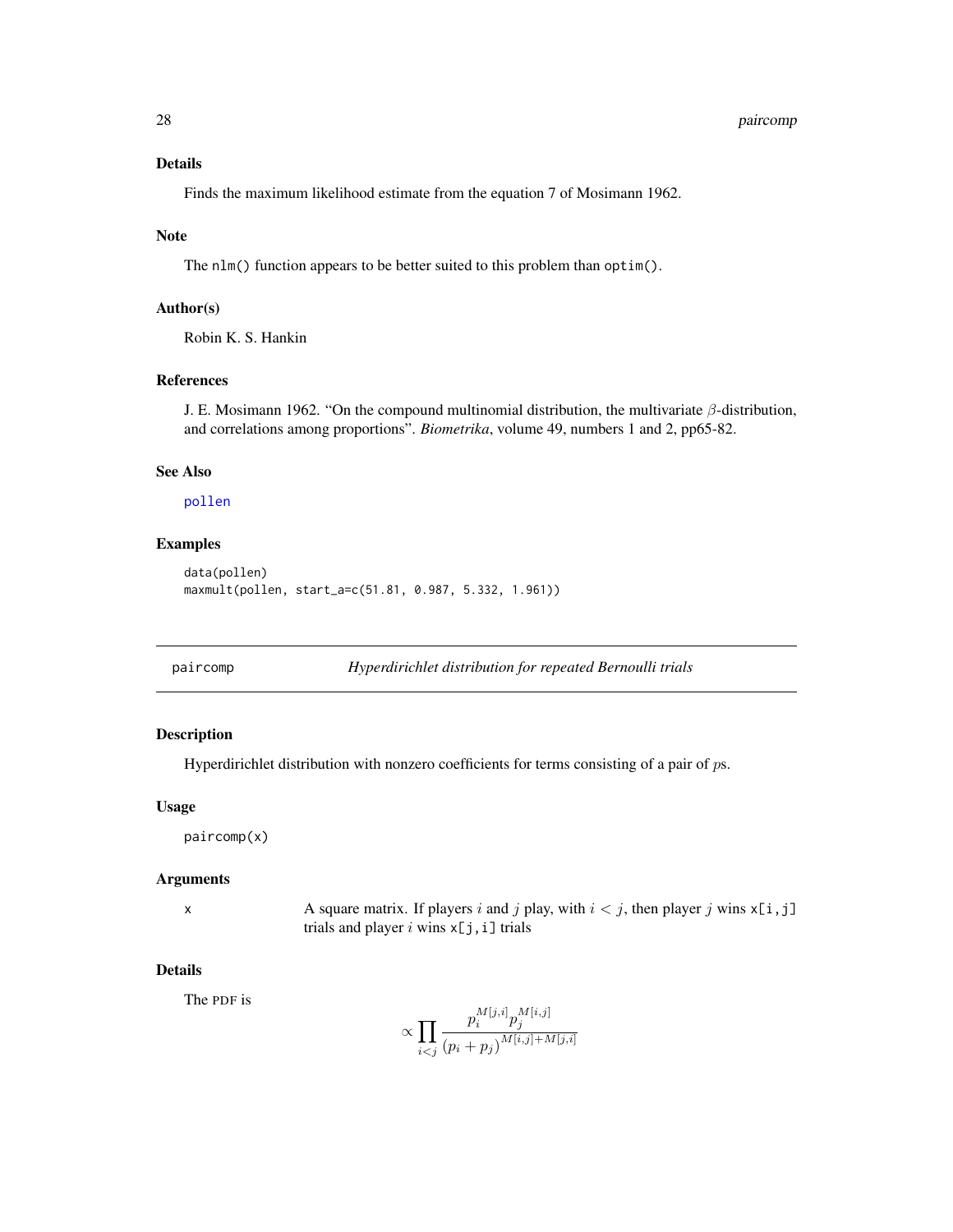### Details

Finds the maximum likelihood estimate from the equation 7 of Mosimann 1962.

### Note

The nlm() function appears to be better suited to this problem than optim().

### Author(s)

Robin K. S. Hankin

### References

J. E. Mosimann 1962. "On the compound multinomial distribution, the multivariate $\beta$-distribution, and correlations among proportions". *Biometrika*, volume 49, numbers 1 and 2, pp65-82.

### See Also

pollen

### Examples

```
data(pollen)
maxmult(pollen, start_a=c(51.81, 0.987, 5.332, 1.961))
```

---

## paircomp — *Hyperdirichlet distribution for repeated Bernoulli trials*

---

### Description

Hyperdirichlet distribution with nonzero coefficients for terms consisting of a pair of $p$s.

### Usage

```
paircomp(x)
```

### Arguments

| | |
|---|---|
| x | A square matrix. If players $i$ and $j$ play, with $i < j$, then player $j$ wins x[i,j] trials and player $i$ wins x[j,i] trials |

### Details

The PDF is

$$\propto \prod_{i<j} \frac{p_i^{M[j,i]} p_j^{M[i,j]}}{(p_i + p_j)^{M[i,j]+M[j,i]}}$$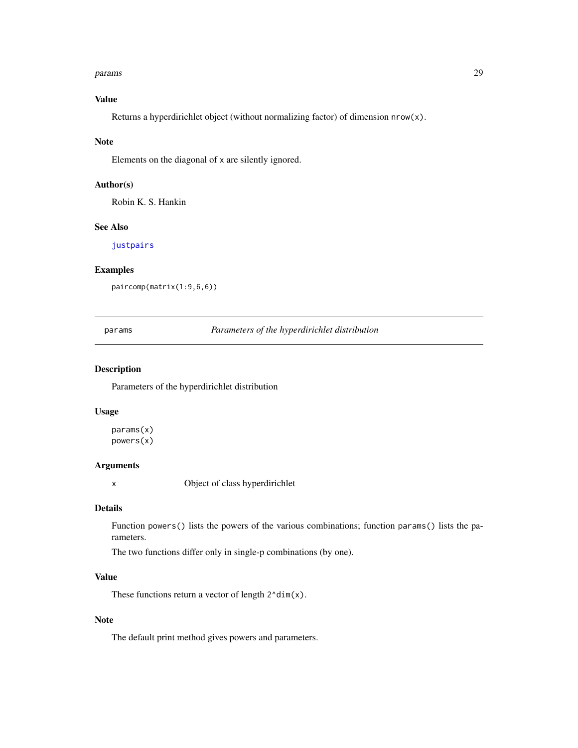### Value

Returns a hyperdirichlet object (without normalizing factor) of dimension `nrow(x)`.

### Note

Elements on the diagonal of `x` are silently ignored.

### Author(s)

Robin K. S. Hankin

### See Also

`justpairs`

### Examples

```
paircomp(matrix(1:9,6,6))
```

---

`params` *Parameters of the hyperdirichlet distribution*

---

### Description

Parameters of the hyperdirichlet distribution

### Usage

```
params(x)
powers(x)
```

### Arguments

| | |
|---|---|
| x | Object of class hyperdirichlet |

### Details

Function `powers()` lists the powers of the various combinations; function `params()` lists the parameters.

The two functions differ only in single-p combinations (by one).

### Value

These functions return a vector of length `2^dim(x)`.

### Note

The default print method gives powers and parameters.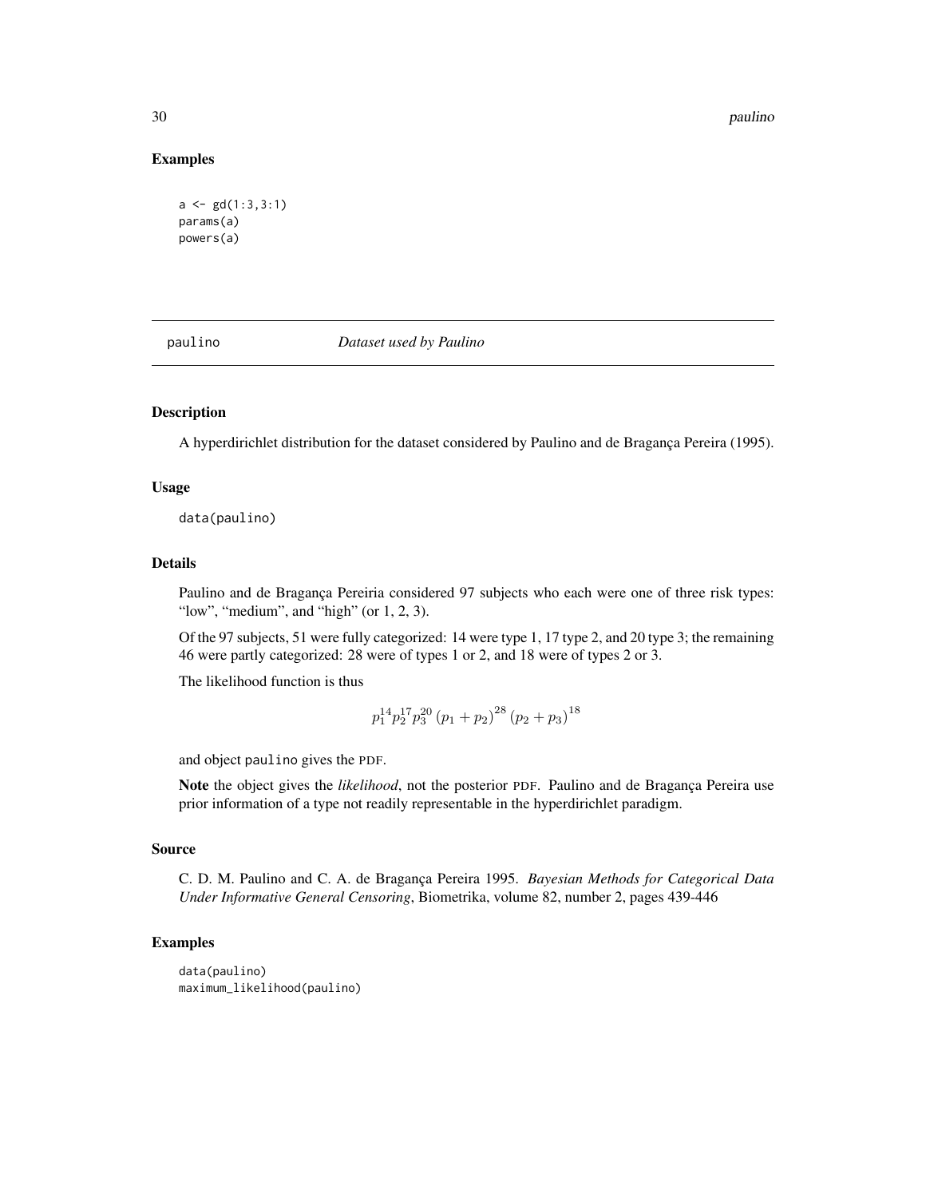### Examples

```
a <- gd(1:3,3:1)
params(a)
powers(a)
```

## paulino *Dataset used by Paulino*

### Description

A hyperdirichlet distribution for the dataset considered by Paulino and de Bragança Pereira (1995).

### Usage

```
data(paulino)
```

### Details

Paulino and de Bragança Pereiria considered 97 subjects who each were one of three risk types: "low", "medium", and "high" (or 1, 2, 3).

Of the 97 subjects, 51 were fully categorized: 14 were type 1, 17 type 2, and 20 type 3; the remaining 46 were partly categorized: 28 were of types 1 or 2, and 18 were of types 2 or 3.

The likelihood function is thus

$$p_1^{14} p_2^{17} p_3^{20} (p_1 + p_2)^{28} (p_2 + p_3)^{18}$$

and object paulino gives the PDF.

**Note** the object gives the *likelihood*, not the posterior PDF. Paulino and de Bragança Pereira use prior information of a type not readily representable in the hyperdirichlet paradigm.

### Source

C. D. M. Paulino and C. A. de Bragança Pereira 1995. *Bayesian Methods for Categorical Data Under Informative General Censoring*, Biometrika, volume 82, number 2, pages 439-446

### Examples

```
data(paulino)
maximum_likelihood(paulino)
```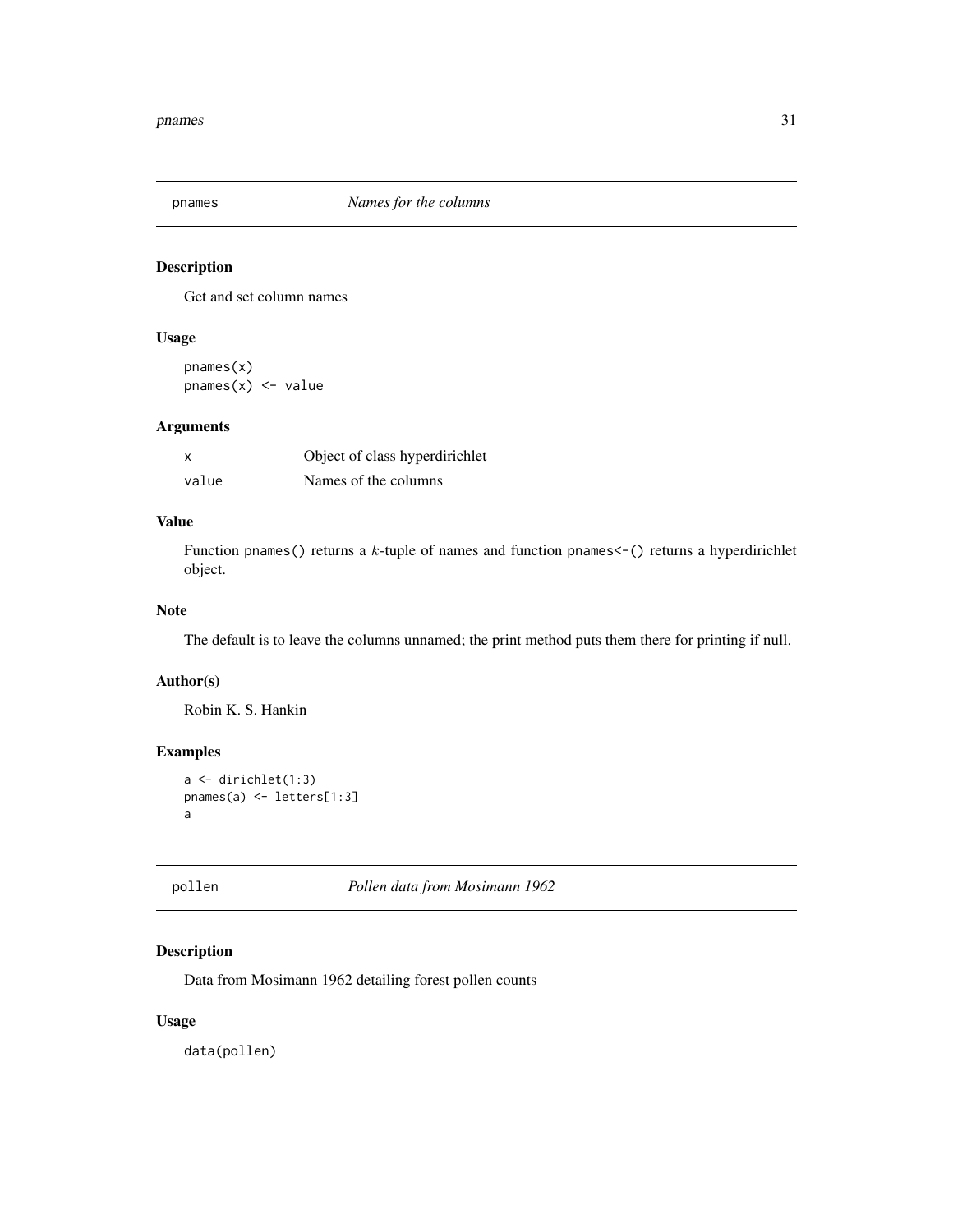# pnames    *Names for the columns*

## Description

Get and set column names

## Usage

```
pnames(x)
pnames(x) <- value
```

## Arguments

| | |
|---|---|
| x | Object of class hyperdirichlet |
| value | Names of the columns |

## Value

Function pnames() returns a $k$-tuple of names and function pnames<-() returns a hyperdirichlet object.

## Note

The default is to leave the columns unnamed; the print method puts them there for printing if null.

## Author(s)

Robin K. S. Hankin

## Examples

```
a <- dirichlet(1:3)
pnames(a) <- letters[1:3]
a
```

# pollen    *Pollen data from Mosimann 1962*

## Description

Data from Mosimann 1962 detailing forest pollen counts

## Usage

```
data(pollen)
```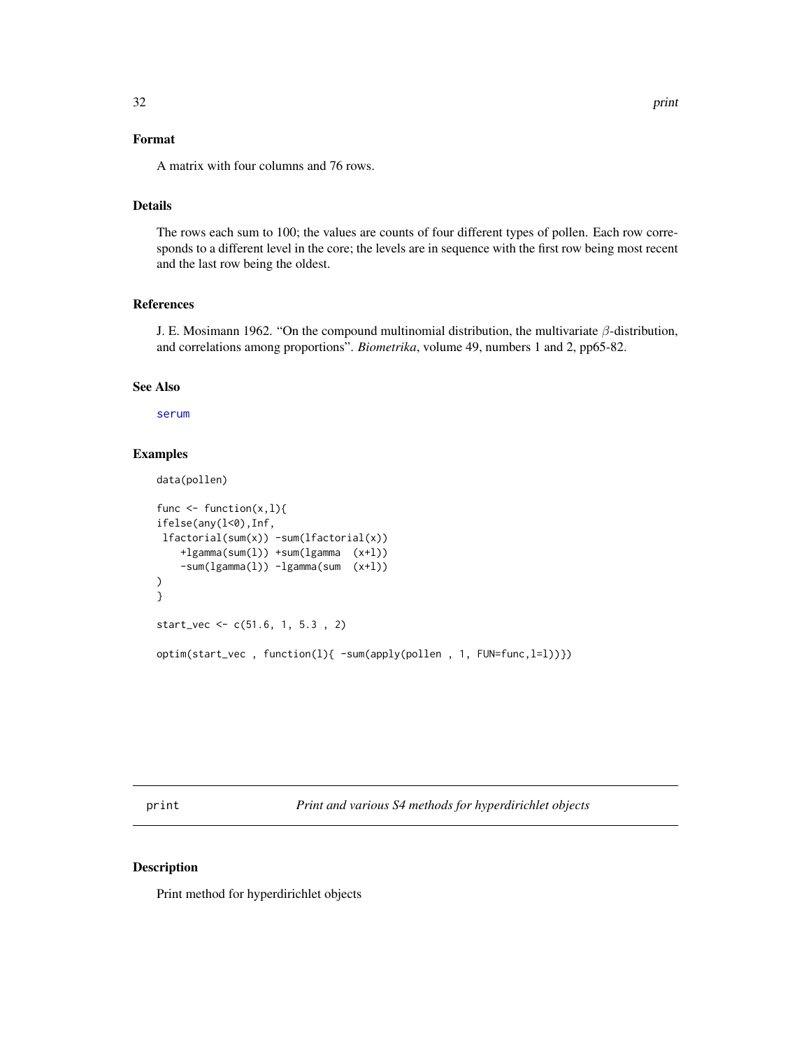### Format

A matrix with four columns and 76 rows.

### Details

The rows each sum to 100; the values are counts of four different types of pollen. Each row corresponds to a different level in the core; the levels are in sequence with the first row being most recent and the last row being the oldest.

### References

J. E. Mosimann 1962. "On the compound multinomial distribution, the multivariate $\beta$-distribution, and correlations among proportions". *Biometrika*, volume 49, numbers 1 and 2, pp65-82.

### See Also

serum

### Examples

```
data(pollen)

func <- function(x,l){
ifelse(any(l<0),Inf,
 lfactorial(sum(x)) -sum(lfactorial(x))
    +lgamma(sum(l)) +sum(lgamma  (x+l))
    -sum(lgamma(l)) -lgamma(sum  (x+l))
)
}

start_vec <- c(51.6, 1, 5.3 , 2)

optim(start_vec , function(l){ -sum(apply(pollen , 1, FUN=func,l=l))})
```

---

## print — *Print and various S4 methods for hyperdirichlet objects*

### Description

Print method for hyperdirichlet objects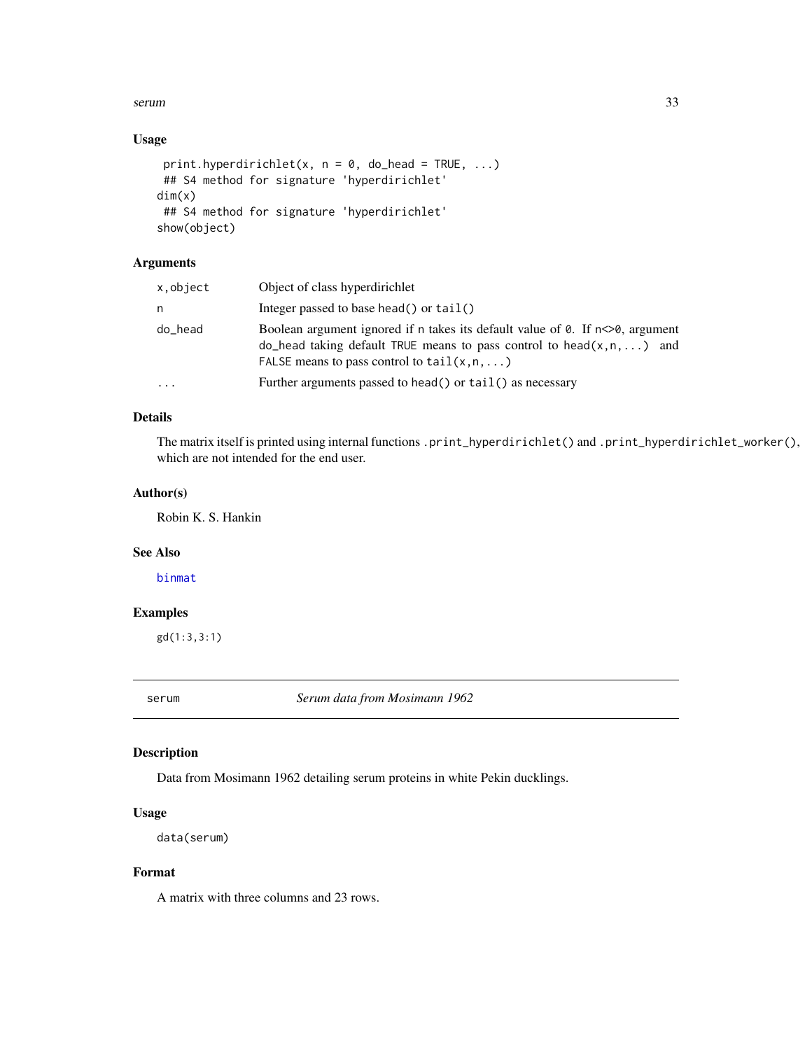### Usage

```
print.hyperdirichlet(x, n = 0, do_head = TRUE, ...)
## S4 method for signature 'hyperdirichlet'
dim(x)
## S4 method for signature 'hyperdirichlet'
show(object)
```

### Arguments

| | |
|---|---|
| x,object | Object of class hyperdirichlet |
| n | Integer passed to base `head()` or `tail()` |
| do_head | Boolean argument ignored if `n` takes its default value of `0`. If `n<>0`, argument `do_head` taking default `TRUE` means to pass control to `head(x,n,...)` and `FALSE` means to pass control to `tail(x,n,...)` |
| ... | Further arguments passed to `head()` or `tail()` as necessary |

### Details

The matrix itself is printed using internal functions `.print_hyperdirichlet()` and `.print_hyperdirichlet_worker()`, which are not intended for the end user.

### Author(s)

Robin K. S. Hankin

### See Also

`binmat`

### Examples

```
gd(1:3,3:1)
```

---

## serum — *Serum data from Mosimann 1962*

### Description

Data from Mosimann 1962 detailing serum proteins in white Pekin ducklings.

### Usage

```
data(serum)
```

### Format

A matrix with three columns and 23 rows.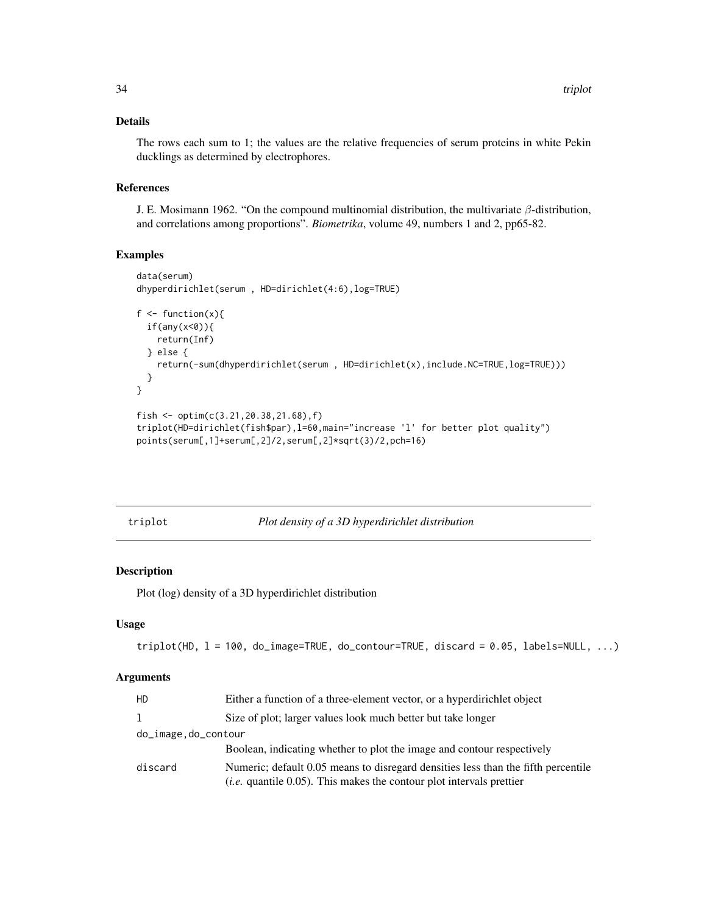## Details

The rows each sum to 1; the values are the relative frequencies of serum proteins in white Pekin ducklings as determined by electrophores.

## References

J. E. Mosimann 1962. "On the compound multinomial distribution, the multivariate $\beta$-distribution, and correlations among proportions". *Biometrika*, volume 49, numbers 1 and 2, pp65-82.

## Examples

```
data(serum)
dhyperdirichlet(serum , HD=dirichlet(4:6),log=TRUE)

f <- function(x){
  if(any(x<0)){
    return(Inf)
  } else {
    return(-sum(dhyperdirichlet(serum , HD=dirichlet(x),include.NC=TRUE,log=TRUE)))
  }
}

fish <- optim(c(3.21,20.38,21.68),f)
triplot(HD=dirichlet(fish$par),l=60,main="increase 'l' for better plot quality")
points(serum[,1]+serum[,2]/2,serum[,2]*sqrt(3)/2,pch=16)
```

---

# triplot — *Plot density of a 3D hyperdirichlet distribution*

## Description

Plot (log) density of a 3D hyperdirichlet distribution

## Usage

```
triplot(HD, l = 100, do_image=TRUE, do_contour=TRUE, discard = 0.05, labels=NULL, ...)
```

## Arguments

| | |
|---|---|
| HD | Either a function of a three-element vector, or a hyperdirichlet object |
| l | Size of plot; larger values look much better but take longer |
| do_image,do_contour | Boolean, indicating whether to plot the image and contour respectively |
| discard | Numeric; default 0.05 means to disregard densities less than the fifth percentile (*i.e.* quantile 0.05). This makes the contour plot intervals prettier |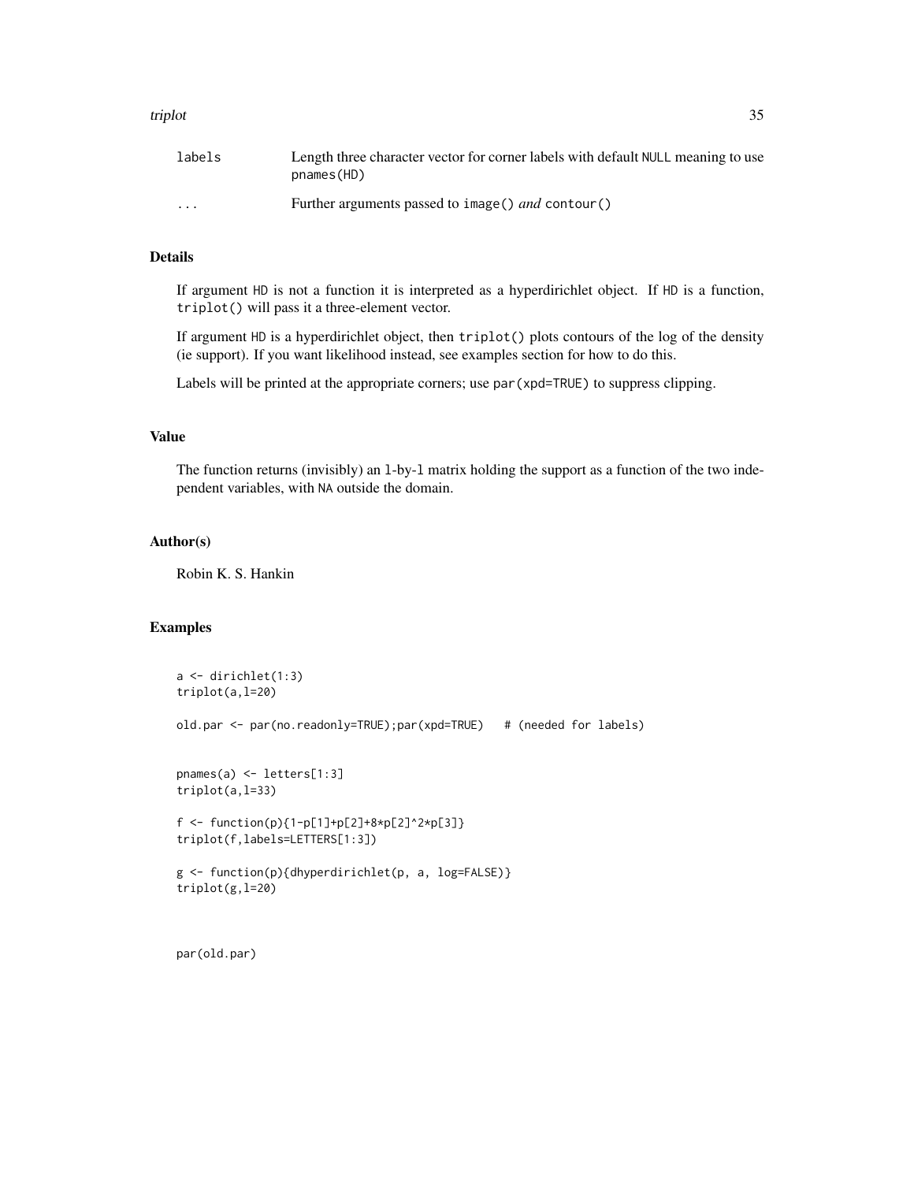| | |
|---|---|
| `labels` | Length three character vector for corner labels with default `NULL` meaning to use `pnames(HD)` |
| `...` | Further arguments passed to `image()` *and* `contour()` |

### Details

If argument `HD` is not a function it is interpreted as a hyperdirichlet object. If `HD` is a function, `triplot()` will pass it a three-element vector.

If argument `HD` is a hyperdirichlet object, then `triplot()` plots contours of the log of the density (ie support). If you want likelihood instead, see examples section for how to do this.

Labels will be printed at the appropriate corners; use `par(xpd=TRUE)` to suppress clipping.

### Value

The function returns (invisibly) an `l`-by-`l` matrix holding the support as a function of the two independent variables, with `NA` outside the domain.

### Author(s)

Robin K. S. Hankin

### Examples

```
a <- dirichlet(1:3)
triplot(a,l=20)

old.par <- par(no.readonly=TRUE);par(xpd=TRUE)   # (needed for labels)


pnames(a) <- letters[1:3]
triplot(a,l=33)

f <- function(p){1-p[1]+p[2]+8*p[2]^2*p[3]}
triplot(f,labels=LETTERS[1:3])

g <- function(p){dhyperdirichlet(p, a, log=FALSE)}
triplot(g,l=20)



par(old.par)
```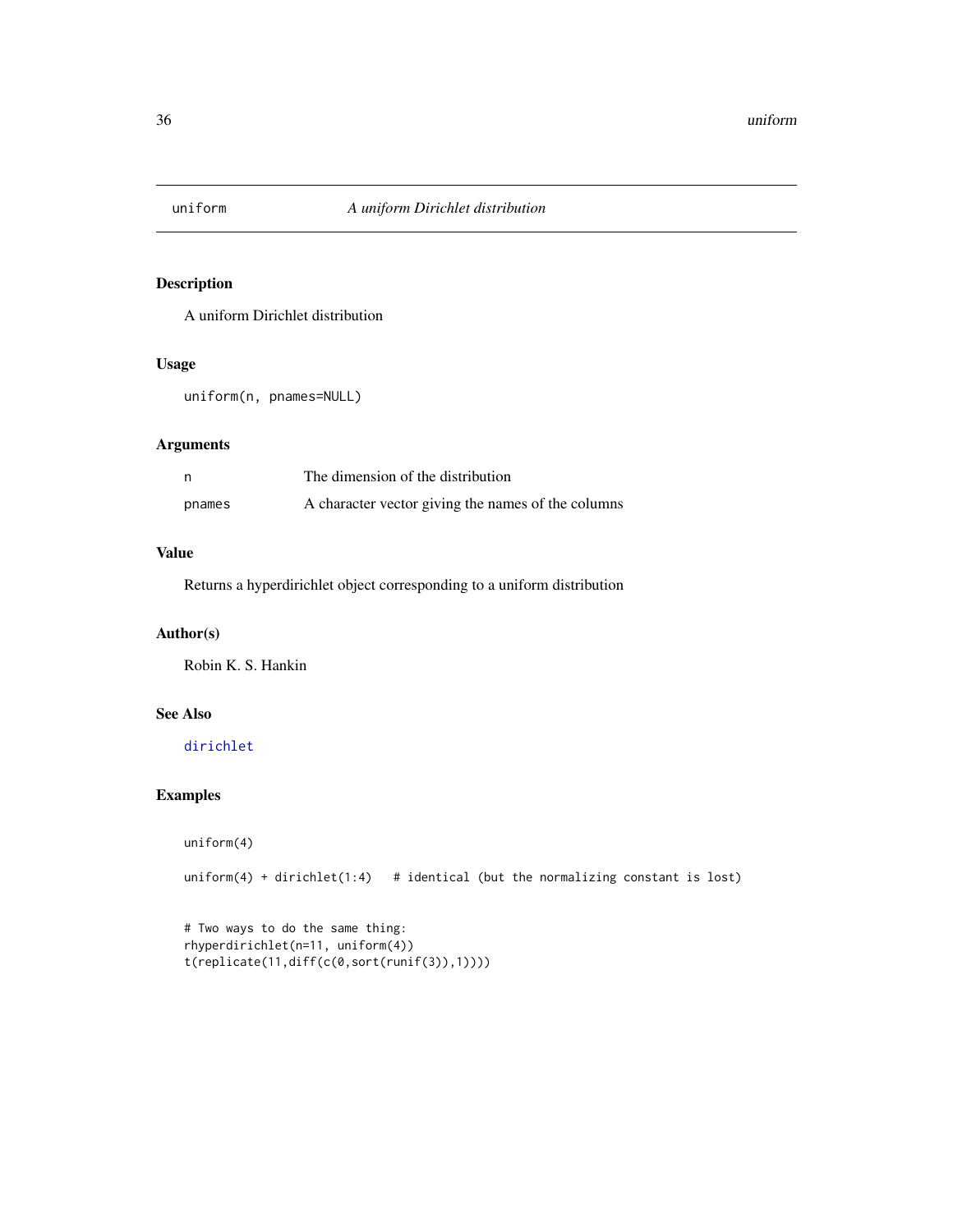# uniform — *A uniform Dirichlet distribution*

## Description

A uniform Dirichlet distribution

## Usage

```
uniform(n, pnames=NULL)
```

## Arguments

| | |
|---|---|
| `n` | The dimension of the distribution |
| `pnames` | A character vector giving the names of the columns |

## Value

Returns a hyperdirichlet object corresponding to a uniform distribution

## Author(s)

Robin K. S. Hankin

## See Also

`dirichlet`

## Examples

```
uniform(4)

uniform(4) + dirichlet(1:4)   # identical (but the normalizing constant is lost)


# Two ways to do the same thing:
rhyperdirichlet(n=11, uniform(4))
t(replicate(11,diff(c(0,sort(runif(3)),1))))
```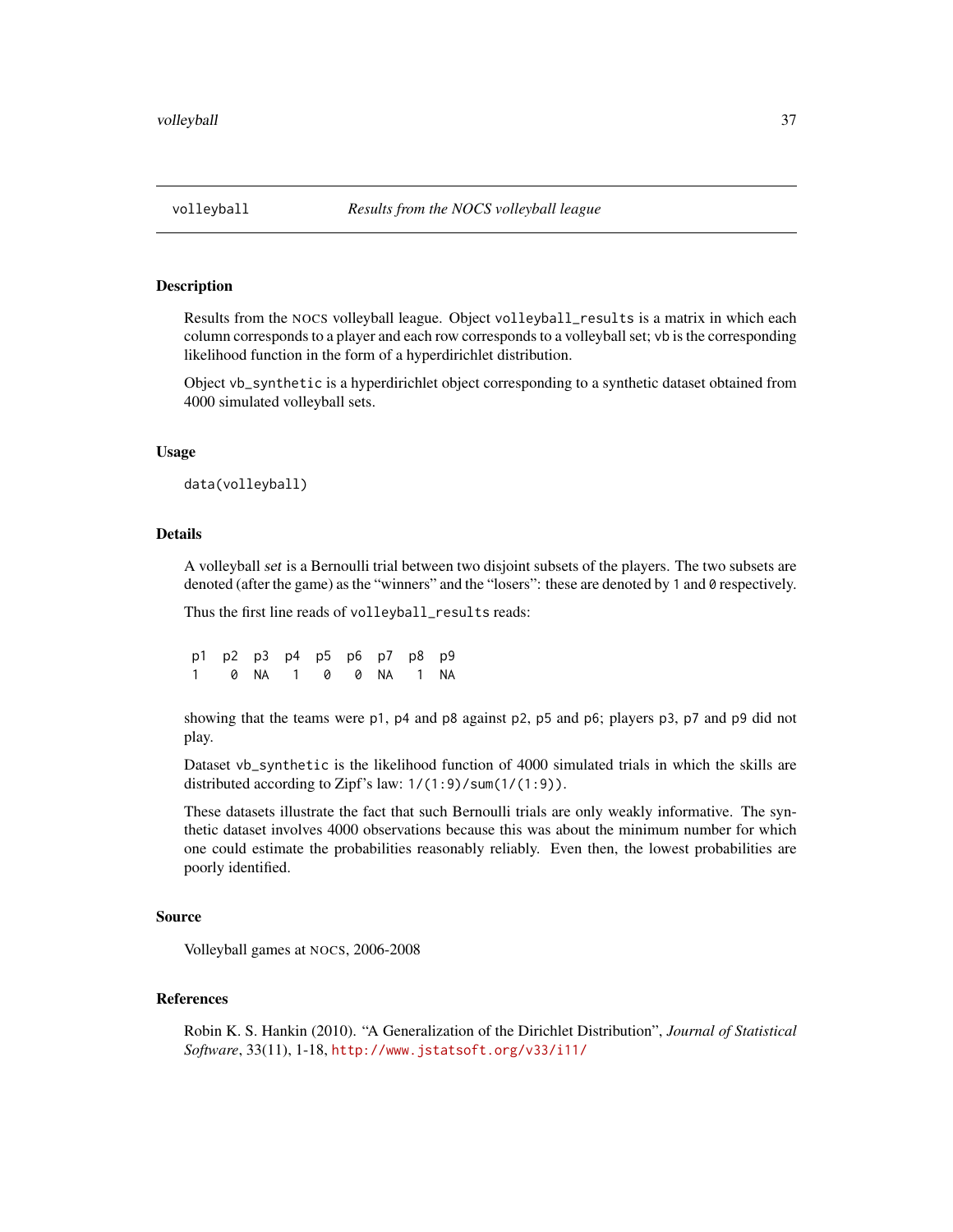# volleyball — *Results from the NOCS volleyball league*

## Description

Results from the NOCS volleyball league. Object `volleyball_results` is a matrix in which each column corresponds to a player and each row corresponds to a volleyball set; `vb` is the corresponding likelihood function in the form of a hyperdirichlet distribution.

Object `vb_synthetic` is a hyperdirichlet object corresponding to a synthetic dataset obtained from 4000 simulated volleyball sets.

## Usage

```
data(volleyball)
```

## Details

A volleyball *set* is a Bernoulli trial between two disjoint subsets of the players. The two subsets are denoted (after the game) as the "winners" and the "losers": these are denoted by `1` and `0` respectively.

Thus the first line reads of `volleyball_results` reads:

```
 p1  p2  p3  p4  p5  p6  p7  p8  p9
 1    0  NA   1   0   0  NA   1  NA
```

showing that the teams were `p1`, `p4` and `p8` against `p2`, `p5` and `p6`; players `p3`, `p7` and `p9` did not play.

Dataset `vb_synthetic` is the likelihood function of 4000 simulated trials in which the skills are distributed according to Zipf's law: `1/(1:9)/sum(1/(1:9))`.

These datasets illustrate the fact that such Bernoulli trials are only weakly informative. The synthetic dataset involves 4000 observations because this was about the minimum number for which one could estimate the probabilities reasonably reliably. Even then, the lowest probabilities are poorly identified.

## Source

Volleyball games at NOCS, 2006-2008

## References

Robin K. S. Hankin (2010). "A Generalization of the Dirichlet Distribution", *Journal of Statistical Software*, 33(11), 1-18, http://www.jstatsoft.org/v33/i11/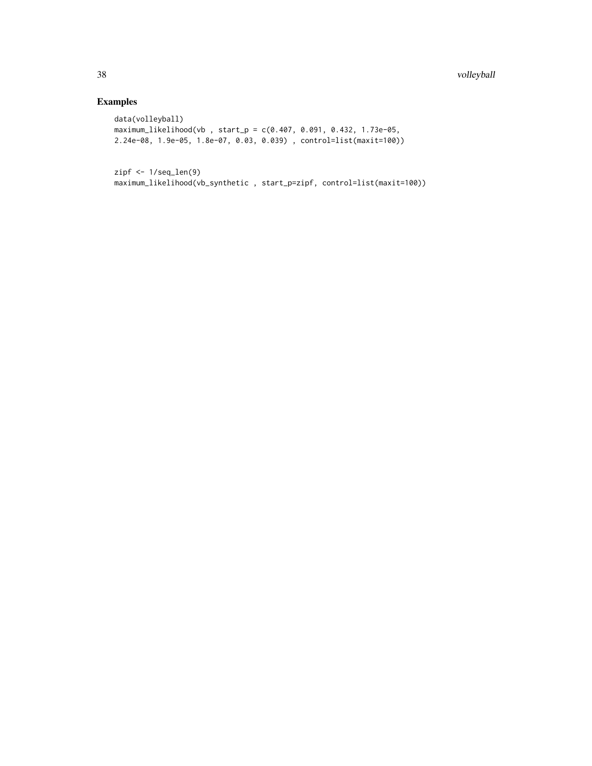## Examples

```
data(volleyball)
maximum_likelihood(vb , start_p = c(0.407, 0.091, 0.432, 1.73e-05,
2.24e-08, 1.9e-05, 1.8e-07, 0.03, 0.039) , control=list(maxit=100))


zipf <- 1/seq_len(9)
maximum_likelihood(vb_synthetic , start_p=zipf, control=list(maxit=100))
```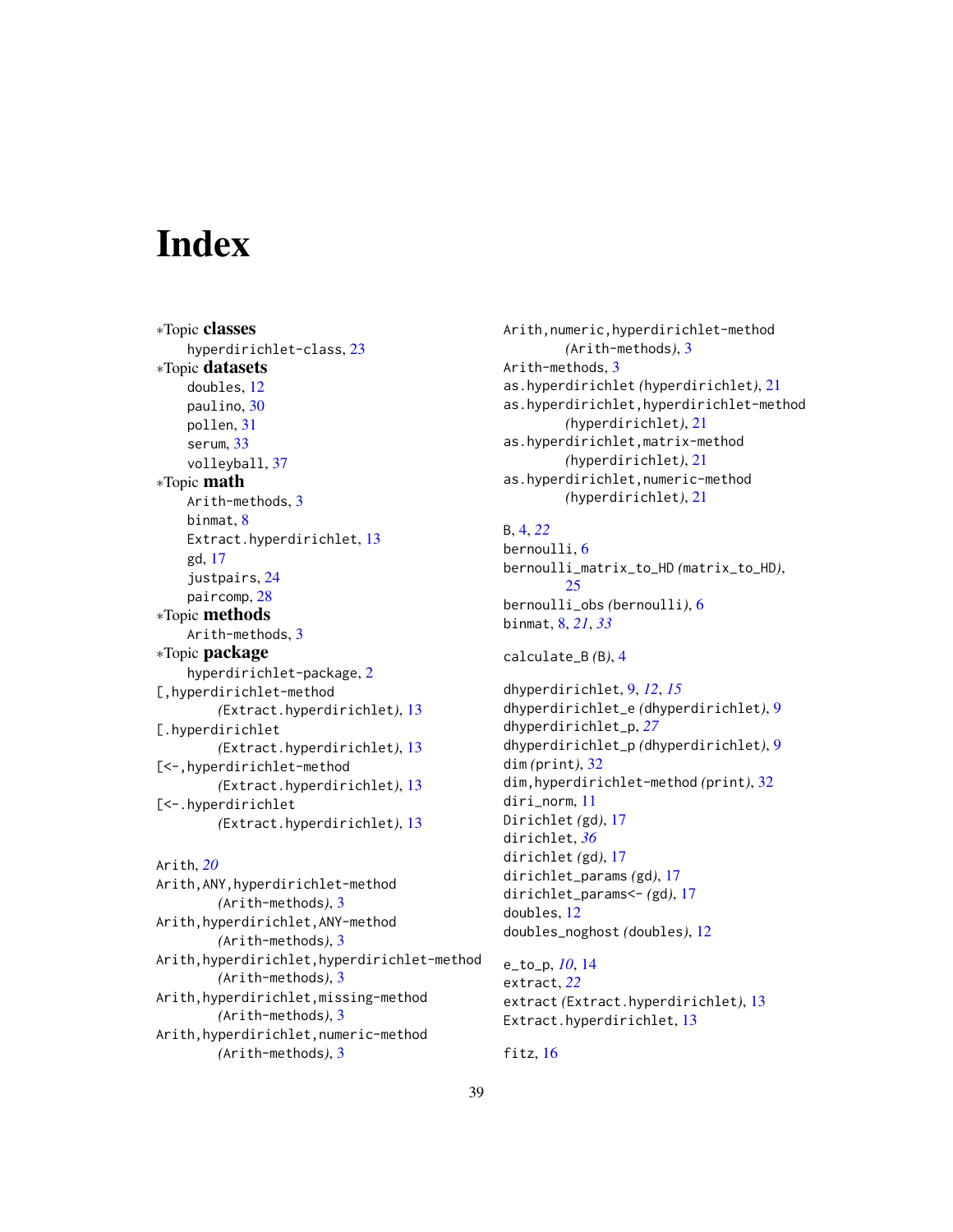# Index

∗Topic **classes**
    hyperdirichlet-class, 23
∗Topic **datasets**
    doubles, 12
    paulino, 30
    pollen, 31
    serum, 33
    volleyball, 37
∗Topic **math**
    Arith-methods, 3
    binmat, 8
    Extract.hyperdirichlet, 13
    gd, 17
    justpairs, 24
    paircomp, 28
∗Topic **methods**
    Arith-methods, 3
∗Topic **package**
    hyperdirichlet-package, 2
[,hyperdirichlet-method
        *(*Extract.hyperdirichlet*)*, 13
[.hyperdirichlet
        *(*Extract.hyperdirichlet*)*, 13
[<-,hyperdirichlet-method
        *(*Extract.hyperdirichlet*)*, 13
[<-.hyperdirichlet
        *(*Extract.hyperdirichlet*)*, 13

Arith, *20*
Arith,ANY,hyperdirichlet-method
        *(*Arith-methods*)*, 3
Arith,hyperdirichlet,ANY-method
        *(*Arith-methods*)*, 3
Arith,hyperdirichlet,hyperdirichlet-method
        *(*Arith-methods*)*, 3
Arith,hyperdirichlet,missing-method
        *(*Arith-methods*)*, 3
Arith,hyperdirichlet,numeric-method
        *(*Arith-methods*)*, 3
Arith,numeric,hyperdirichlet-method
        *(*Arith-methods*)*, 3
Arith-methods, 3
as.hyperdirichlet *(*hyperdirichlet*)*, 21
as.hyperdirichlet,hyperdirichlet-method
        *(*hyperdirichlet*)*, 21
as.hyperdirichlet,matrix-method
        *(*hyperdirichlet*)*, 21
as.hyperdirichlet,numeric-method
        *(*hyperdirichlet*)*, 21

B, 4, *22*
bernoulli, 6
bernoulli_matrix_to_HD *(*matrix_to_HD*)*,
        25
bernoulli_obs *(*bernoulli*)*, 6
binmat, 8, *21*, *33*

calculate_B *(*B*)*, 4

dhyperdirichlet, 9, *12*, *15*
dhyperdirichlet_e *(*dhyperdirichlet*)*, 9
dhyperdirichlet_p, *27*
dhyperdirichlet_p *(*dhyperdirichlet*)*, 9
dim *(*print*)*, 32
dim,hyperdirichlet-method *(*print*)*, 32
diri_norm, 11
Dirichlet *(*gd*)*, 17
dirichlet, *36*
dirichlet *(*gd*)*, 17
dirichlet_params *(*gd*)*, 17
dirichlet_params<- *(*gd*)*, 17
doubles, 12
doubles_noghost *(*doubles*)*, 12

e_to_p, *10*, 14
extract, *22*
extract *(*Extract.hyperdirichlet*)*, 13
Extract.hyperdirichlet, 13

fitz, 16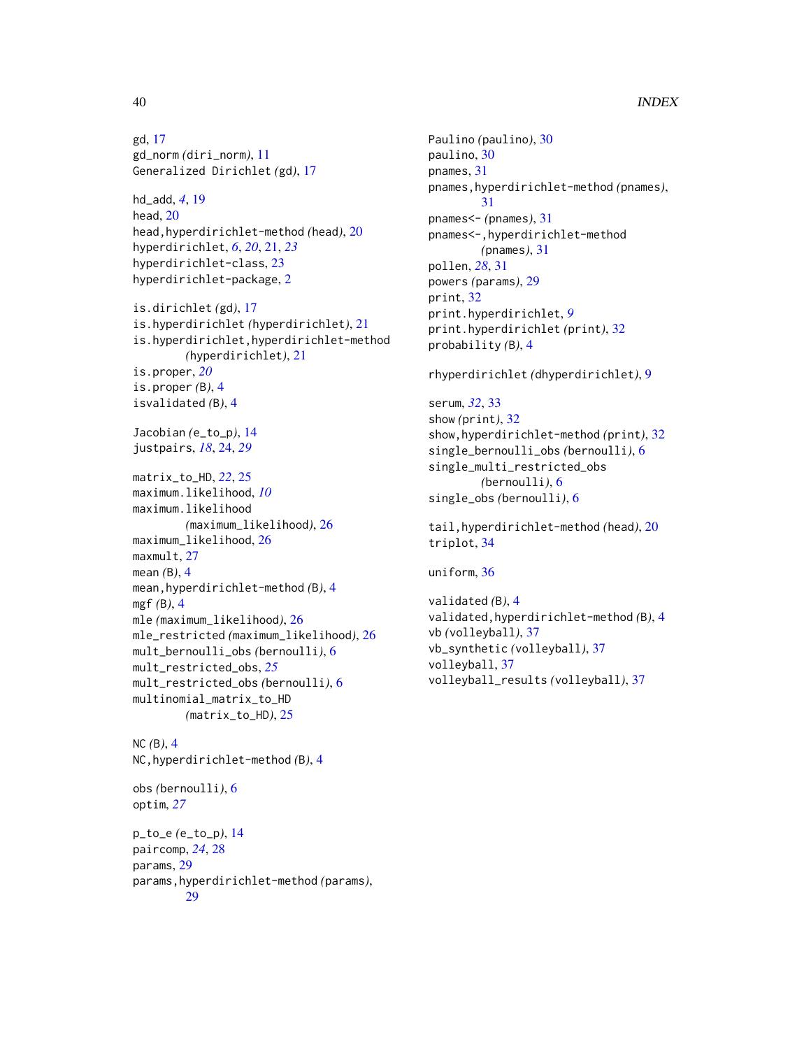gd, 17
gd_norm *(diri_norm)*, 11
Generalized Dirichlet *(gd)*, 17

hd_add, *4*, 19
head, 20
head,hyperdirichlet-method *(head)*, 20
hyperdirichlet, *6*, *20*, 21, *23*
hyperdirichlet-class, 23
hyperdirichlet-package, 2

is.dirichlet *(gd)*, 17
is.hyperdirichlet *(hyperdirichlet)*, 21
is.hyperdirichlet,hyperdirichlet-method *(hyperdirichlet)*, 21
is.proper, *20*
is.proper *(B)*, 4
isvalidated *(B)*, 4

Jacobian *(e_to_p)*, 14
justpairs, *18*, 24, *29*

matrix_to_HD, *22*, 25
maximum.likelihood, *10*
maximum.likelihood *(maximum_likelihood)*, 26
maximum_likelihood, 26
maxmult, 27
mean *(B)*, 4
mean,hyperdirichlet-method *(B)*, 4
mgf *(B)*, 4
mle *(maximum_likelihood)*, 26
mle_restricted *(maximum_likelihood)*, 26
mult_bernoulli_obs *(bernoulli)*, 6
mult_restricted_obs, *25*
mult_restricted_obs *(bernoulli)*, 6
multinomial_matrix_to_HD *(matrix_to_HD)*, 25

NC *(B)*, 4
NC,hyperdirichlet-method *(B)*, 4

obs *(bernoulli)*, 6
optim, *27*

p_to_e *(e_to_p)*, 14
paircomp, *24*, 28
params, 29
params,hyperdirichlet-method *(params)*, 29
Paulino *(paulino)*, 30
paulino, 30
pnames, 31
pnames,hyperdirichlet-method *(pnames)*, 31
pnames<- *(pnames)*, 31
pnames<-,hyperdirichlet-method *(pnames)*, 31
pollen, *28*, 31
powers *(params)*, 29
print, 32
print.hyperdirichlet, *9*
print.hyperdirichlet *(print)*, 32
probability *(B)*, 4

rhyperdirichlet *(dhyperdirichlet)*, 9

serum, *32*, 33
show *(print)*, 32
show,hyperdirichlet-method *(print)*, 32
single_bernoulli_obs *(bernoulli)*, 6
single_multi_restricted_obs *(bernoulli)*, 6
single_obs *(bernoulli)*, 6

tail,hyperdirichlet-method *(head)*, 20
triplot, 34

uniform, 36

validated *(B)*, 4
validated,hyperdirichlet-method *(B)*, 4
vb *(volleyball)*, 37
vb_synthetic *(volleyball)*, 37
volleyball, 37
volleyball_results *(volleyball)*, 37